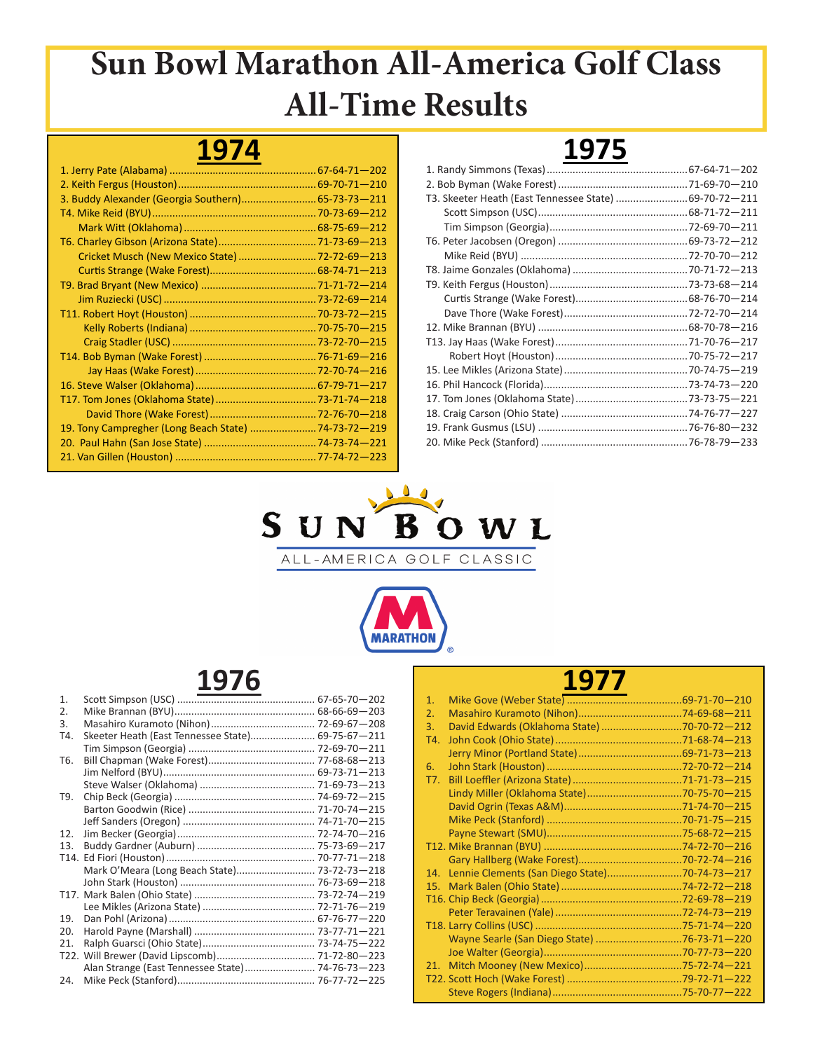# Sun Bowl Marathon All-America Golf Class All-Time Results

## 1974

1. Jerry Pate (Alabama) ........ 67-64-71—202
2. Keith Fergus (Houston) ........ 69-70-71—210
3. Buddy Alexander (Georgia Southern) ........ 65-73-73—211

T4. Mike Reid (BYU) ........ 70-73-69—212
Mark Witt (Oklahoma) ........ 68-75-69—212

T6. Charley Gibson (Arizona State) ........ 71-73-69—213
Cricket Musch (New Mexico State) ........ 72-72-69—213
Curtis Strange (Wake Forest) ........ 68-74-71—213

T9. Brad Bryant (New Mexico) ........ 71-71-72—214
Jim Ruziecki (USC) ........ 73-72-69—214

T11. Robert Hoyt (Houston) ........ 70-73-72—215
Kelly Roberts (Indiana) ........ 70-75-70—215
Craig Stadler (USC) ........ 73-72-70—215

T14. Bob Byman (Wake Forest) ........ 76-71-69—216
Jay Haas (Wake Forest) ........ 72-70-74—216

16. Steve Walser (Oklahoma) ........ 67-79-71—217

T17. Tom Jones (Oklahoma State) ........ 73-71-74—218
David Thore (Wake Forest) ........ 72-76-70—218

19. Tony Campregher (Long Beach State) ........ 74-73-72—219
20. Paul Hahn (San Jose State) ........ 74-73-74—221
21. Van Gillen (Houston) ........ 77-74-72—223

## 1975

1. Randy Simmons (Texas) ........ 67-64-71—202
2. Bob Byman (Wake Forest) ........ 71-69-70—210

T3. Skeeter Heath (East Tennessee State) ........ 69-70-72—211
Scott Simpson (USC) ........ 68-71-72—211
Tim Simpson (Georgia) ........ 72-69-70—211

T6. Peter Jacobsen (Oregon) ........ 69-73-72—212
Mike Reid (BYU) ........ 72-70-70—212

T8. Jaime Gonzales (Oklahoma) ........ 70-71-72—213

T9. Keith Fergus (Houston) ........ 73-73-68—214
Curtis Strange (Wake Forest) ........ 68-76-70—214
Dave Thore (Wake Forest) ........ 72-72-70—214

12. Mike Brannan (BYU) ........ 68-70-78—216

T13. Jay Haas (Wake Forest) ........ 71-70-76—217
Robert Hoyt (Houston) ........ 70-75-72—217

15. Lee Mikles (Arizona State) ........ 70-74-75—219
16. Phil Hancock (Florida) ........ 73-74-73—220
17. Tom Jones (Oklahoma State) ........ 73-73-75—221
18. Craig Carson (Ohio State) ........ 74-76-77—227
19. Frank Gusmus (LSU) ........ 76-76-80—232
20. Mike Peck (Stanford) ........ 76-78-79—233

SUN BOWL
ALL-AMERICA GOLF CLASSIC

MARATHON

## 1976

| Pos. | Player | Score |
|---|---|---|
| 1. | Scott Simpson (USC) | 67-65-70—202 |
| 2. | Mike Brannan (BYU) | 68-66-69—203 |
| 3. | Masahiro Kuramoto (Nihon) | 72-69-67—208 |
| T4. | Skeeter Heath (East Tennessee State) | 69-75-67—211 |
| | Tim Simpson (Georgia) | 72-69-70—211 |
| T6. | Bill Chapman (Wake Forest) | 77-68-68—213 |
| | Jim Nelford (BYU) | 69-73-71—213 |
| | Steve Walser (Oklahoma) | 71-69-73—213 |
| T9. | Chip Beck (Georgia) | 74-69-72—215 |
| | Barton Goodwin (Rice) | 71-70-74—215 |
| | Jeff Sanders (Oregon) | 74-71-70—215 |
| 12. | Jim Becker (Georgia) | 72-74-70—216 |
| 13. | Buddy Gardner (Auburn) | 75-73-69—217 |
| T14. | Ed Fiori (Houston) | 70-77-71—218 |
| | Mark O'Meara (Long Beach State) | 73-72-73—218 |
| | John Stark (Houston) | 76-73-69—218 |
| T17. | Mark Balen (Ohio State) | 73-72-74—219 |
| | Lee Mikles (Arizona State) | 72-71-76—219 |
| 19. | Dan Pohl (Arizona) | 67-76-77—220 |
| 20. | Harold Payne (Marshall) | 73-77-71—221 |
| 21. | Ralph Guarsci (Ohio State) | 73-74-75—222 |
| T22. | Will Brewer (David Lipscomb) | 71-72-80—223 |
| | Alan Strange (East Tennessee State) | 74-76-73—223 |
| 24. | Mike Peck (Stanford) | 76-77-72—225 |

## 1977

| Pos. | Player | Score |
|---|---|---|
| 1. | Mike Gove (Weber State) | 69-71-70—210 |
| 2. | Masahiro Kuramoto (Nihon) | 74-69-68—211 |
| 3. | David Edwards (Oklahoma State) | 70-70-72—212 |
| T4. | John Cook (Ohio State) | 71-68-74—213 |
| | Jerry Minor (Portland State) | 69-71-73—213 |
| 6. | John Stark (Houston) | 72-70-72—214 |
| T7. | Bill Loeffler (Arizona State) | 71-71-73—215 |
| | Lindy Miller (Oklahoma State) | 70-75-70—215 |
| | David Ogrin (Texas A&M) | 71-74-70—215 |
| | Mike Peck (Stanford) | 70-71-75—215 |
| | Payne Stewart (SMU) | 75-68-72—215 |
| T12. | Mike Brannan (BYU) | 74-72-70—216 |
| | Gary Hallberg (Wake Forest) | 70-72-74—216 |
| 14. | Lennie Clements (San Diego State) | 70-74-73—217 |
| 15. | Mark Balen (Ohio State) | 74-72-72—218 |
| T16. | Chip Beck (Georgia) | 72-69-78—219 |
| | Peter Teravainen (Yale) | 72-74-73—219 |
| T18. | Larry Collins (USC) | 75-71-74—220 |
| | Wayne Searle (San Diego State) | 76-73-71—220 |
| | Joe Walter (Georgia) | 70-77-73—220 |
| 21. | Mitch Mooney (New Mexico) | 75-72-74—221 |
| T22. | Scott Hoch (Wake Forest) | 79-72-71—222 |
| | Steve Rogers (Indiana) | 75-70-77—222 |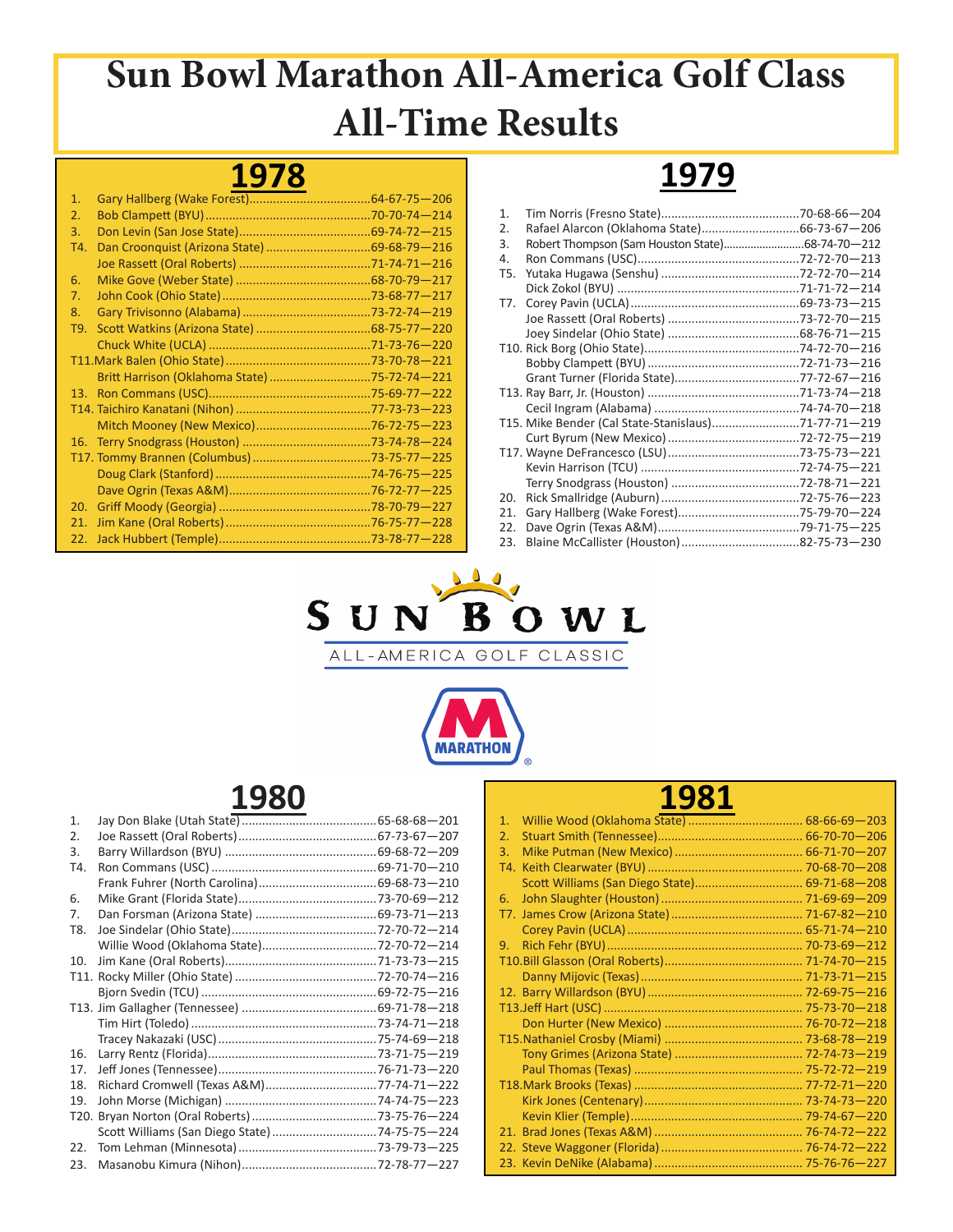# Sun Bowl Marathon All-America Golf Class All-Time Results

## 1978

| Pos | Player | Score |
|---|---|---|
| 1. | Gary Hallberg (Wake Forest) | 64-67-75—206 |
| 2. | Bob Clampett (BYU) | 70-70-74—214 |
| 3. | Don Levin (San Jose State) | 69-74-72—215 |
| T4. | Dan Croonquist (Arizona State) | 69-68-79—216 |
| | Joe Rassett (Oral Roberts) | 71-74-71—216 |
| 6. | Mike Gove (Weber State) | 68-70-79—217 |
| 7. | John Cook (Ohio State) | 73-68-77—217 |
| 8. | Gary Trivisonno (Alabama) | 73-72-74—219 |
| T9. | Scott Watkins (Arizona State) | 68-75-77—220 |
| | Chuck White (UCLA) | 71-73-76—220 |
| T11. | Mark Balen (Ohio State) | 73-70-78—221 |
| | Britt Harrison (Oklahoma State) | 75-72-74—221 |
| 13. | Ron Commans (USC) | 75-69-77—222 |
| T14. | Taichiro Kanatani (Nihon) | 77-73-73—223 |
| | Mitch Mooney (New Mexico) | 76-72-75—223 |
| 16. | Terry Snodgrass (Houston) | 73-74-78—224 |
| T17. | Tommy Brannen (Columbus) | 73-75-77—225 |
| | Doug Clark (Stanford) | 74-76-75—225 |
| | Dave Ogrin (Texas A&M) | 76-72-77—225 |
| 20. | Griff Moody (Georgia) | 78-70-79—227 |
| 21. | Jim Kane (Oral Roberts) | 76-75-77—228 |
| 22. | Jack Hubbert (Temple) | 73-78-77—228 |

## 1979

| Pos | Player | Score |
|---|---|---|
| 1. | Tim Norris (Fresno State) | 70-68-66—204 |
| 2. | Rafael Alarcon (Oklahoma State) | 66-73-67—206 |
| 3. | Robert Thompson (Sam Houston State) | 68-74-70—212 |
| 4. | Ron Commans (USC) | 72-72-70—213 |
| T5. | Yutaka Hugawa (Senshu) | 72-72-70—214 |
| | Dick Zokol (BYU) | 71-71-72—214 |
| T7. | Corey Pavin (UCLA) | 69-73-73—215 |
| | Joe Rassett (Oral Roberts) | 73-72-70—215 |
| | Joey Sindelar (Ohio State) | 68-76-71—215 |
| T10. | Rick Borg (Ohio State) | 74-72-70—216 |
| | Bobby Clampett (BYU) | 72-71-73—216 |
| | Grant Turner (Florida State) | 77-72-67—216 |
| T13. | Ray Barr, Jr. (Houston) | 71-73-74—218 |
| | Cecil Ingram (Alabama) | 74-74-70—218 |
| T15. | Mike Bender (Cal State-Stanislaus) | 71-77-71—219 |
| | Curt Byrum (New Mexico) | 72-72-75—219 |
| T17. | Wayne DeFrancesco (LSU) | 73-75-73—221 |
| | Kevin Harrison (TCU) | 72-74-75—221 |
| | Terry Snodgrass (Houston) | 72-78-71—221 |
| 20. | Rick Smallridge (Auburn) | 72-75-76—223 |
| 21. | Gary Hallberg (Wake Forest) | 75-79-70—224 |
| 22. | Dave Ogrin (Texas A&M) | 79-71-75—225 |
| 23. | Blaine McCallister (Houston) | 82-75-73—230 |

SUN BOWL
ALL-AMERICA GOLF CLASSIC

MARATHON

## 1980

| Pos | Player | Score |
|---|---|---|
| 1. | Jay Don Blake (Utah State) | 65-68-68—201 |
| 2. | Joe Rassett (Oral Roberts) | 67-73-67—207 |
| 3. | Barry Willardson (BYU) | 69-68-72—209 |
| T4. | Ron Commans (USC) | 69-71-70—210 |
| | Frank Fuhrer (North Carolina) | 69-68-73—210 |
| 6. | Mike Grant (Florida State) | 73-70-69—212 |
| 7. | Dan Forsman (Arizona State) | 69-73-71—213 |
| T8. | Joe Sindelar (Ohio State) | 72-70-72—214 |
| | Willie Wood (Oklahoma State) | 72-70-72—214 |
| 10. | Jim Kane (Oral Roberts) | 71-73-73—215 |
| T11. | Rocky Miller (Ohio State) | 72-70-74—216 |
| | Bjorn Svedin (TCU) | 69-72-75—216 |
| T13. | Jim Gallagher (Tennessee) | 69-71-78—218 |
| | Tim Hirt (Toledo) | 73-74-71—218 |
| | Tracey Nakazaki (USC) | 75-74-69—218 |
| 16. | Larry Rentz (Florida) | 73-71-75—219 |
| 17. | Jeff Jones (Tennessee) | 76-71-73—220 |
| 18. | Richard Cromwell (Texas A&M) | 77-74-71—222 |
| 19. | John Morse (Michigan) | 74-74-75—223 |
| T20. | Bryan Norton (Oral Roberts) | 73-75-76—224 |
| | Scott Williams (San Diego State) | 74-75-75—224 |
| 22. | Tom Lehman (Minnesota) | 73-79-73—225 |
| 23. | Masanobu Kimura (Nihon) | 72-78-77—227 |

## 1981

| Pos | Player | Score |
|---|---|---|
| 1. | Willie Wood (Oklahoma State) | 68-66-69—203 |
| 2. | Stuart Smith (Tennessee) | 66-70-70—206 |
| 3. | Mike Putman (New Mexico) | 66-71-70—207 |
| T4. | Keith Clearwater (BYU) | 70-68-70—208 |
| | Scott Williams (San Diego State) | 69-71-68—208 |
| 6. | John Slaughter (Houston) | 71-69-69—209 |
| T7. | James Crow (Arizona State) | 71-67-82—210 |
| | Corey Pavin (UCLA) | 65-71-74—210 |
| 9. | Rich Fehr (BYU) | 70-73-69—212 |
| T10. | Bill Glasson (Oral Roberts) | 71-74-70—215 |
| | Danny Mijovic (Texas) | 71-73-71—215 |
| 12. | Barry Willardson (BYU) | 72-69-75—216 |
| T13. | Jeff Hart (USC) | 75-73-70—218 |
| | Don Hurter (New Mexico) | 76-70-72—218 |
| T15. | Nathaniel Crosby (Miami) | 73-68-78—219 |
| | Tony Grimes (Arizona State) | 72-74-73—219 |
| | Paul Thomas (Texas) | 75-72-72—219 |
| T18. | Mark Brooks (Texas) | 77-72-71—220 |
| | Kirk Jones (Centenary) | 73-74-73—220 |
| | Kevin Klier (Temple) | 79-74-67—220 |
| 21. | Brad Jones (Texas A&M) | 76-74-72—222 |
| 22. | Steve Waggoner (Florida) | 76-74-72—222 |
| 23. | Kevin DeNike (Alabama) | 75-76-76—227 |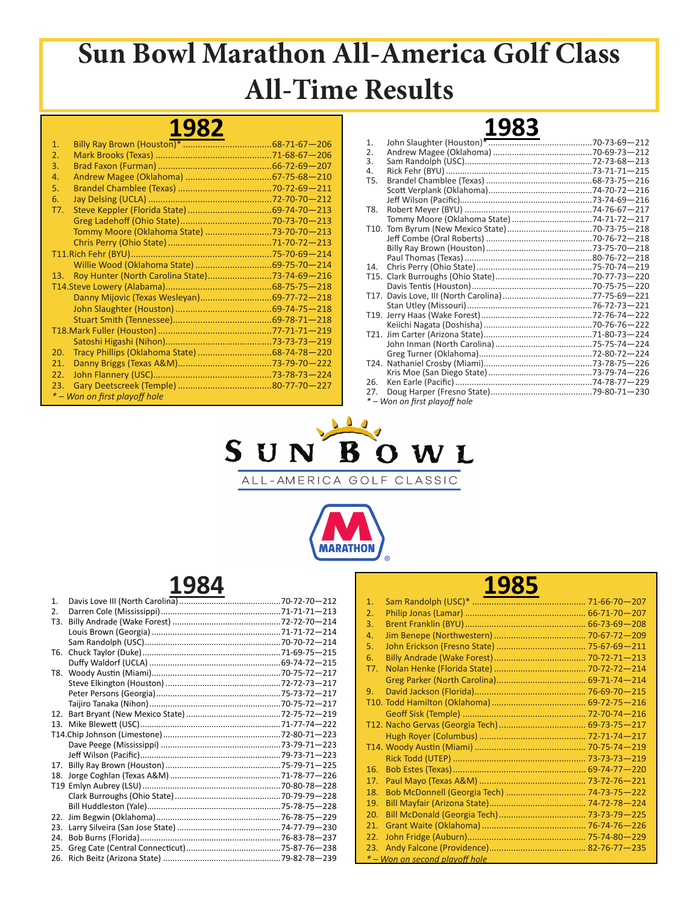# Sun Bowl Marathon All-America Golf Class All-Time Results

## 1982

| Pos. | Player | Scores |
|---|---|---|
| 1. | Billy Ray Brown (Houston)* | 68-71-67—206 |
| 2. | Mark Brooks (Texas) | 71-68-67—206 |
| 3. | Brad Faxon (Furman) | 66-72-69—207 |
| 4. | Andrew Magee (Oklahoma) | 67-75-68—210 |
| 5. | Brandel Chamblee (Texas) | 70-72-69—211 |
| 6. | Jay Delsing (UCLA) | 72-70-70—212 |
| T7. | Steve Keppler (Florida State) | 69-74-70—213 |
| | Greg Ladehoff (Ohio State) | 70-73-70—213 |
| | Tommy Moore (Oklahoma State) | 73-70-70—213 |
| | Chris Perry (Ohio State) | 71-70-72—213 |
| T11. | Rich Fehr (BYU) | 75-70-69—214 |
| | Willie Wood (Oklahoma State) | 69-75-70—214 |
| 13. | Roy Hunter (North Carolina State) | 73-74-69—216 |
| T14. | Steve Lowery (Alabama) | 68-75-75—218 |
| | Danny Mijovic (Texas Wesleyan) | 69-77-72—218 |
| | John Slaughter (Houston) | 69-74-75—218 |
| | Stuart Smith (Tennessee) | 69-78-71—218 |
| T18. | Mark Fuller (Houston) | 77-71-71—219 |
| | Satoshi Higashi (Nihon) | 73-73-73—219 |
| 20. | Tracy Phillips (Oklahoma State) | 68-74-78—220 |
| 21. | Danny Briggs (Texas A&M) | 73-79-70—222 |
| 22. | John Flannery (USC) | 73-78-73—224 |
| 23. | Gary Deetscreek (Temple) | 80-77-70—227 |

*\* – Won on first playoff hole*

## 1983

| Pos. | Player | Scores |
|---|---|---|
| 1. | John Slaughter (Houston)* | 70-73-69—212 |
| 2. | Andrew Magee (Oklahoma) | 70-69-73—212 |
| 3. | Sam Randolph (USC) | 72-73-68—213 |
| 4. | Rick Fehr (BYU) | 73-71-71—215 |
| T5. | Brandel Chamblee (Texas) | 68-73-75—216 |
| | Scott Verplank (Oklahoma) | 74-70-72—216 |
| | Jeff Wilson (Pacific) | 73-74-69—216 |
| T8. | Robert Meyer (BYU) | 74-76-67—217 |
| | Tommy Moore (Oklahoma State) | 74-71-72—217 |
| T10. | Tom Byrum (New Mexico State) | 70-73-75—218 |
| | Jeff Combe (Oral Roberts) | 70-76-72—218 |
| | Billy Ray Brown (Houston) | 73-75-70—218 |
| | Paul Thomas (Texas) | 80-76-72—218 |
| 14. | Chris Perry (Ohio State) | 75-70-74—219 |
| T15. | Clark Burroughs (Ohio State) | 70-77-73—220 |
| | Davis Tentis (Houston) | 70-75-75—220 |
| T17. | Davis Love, III (North Carolina) | 77-75-69—221 |
| | Stan Utley (Missouri) | 76-72-73—221 |
| T19. | Jerry Haas (Wake Forest) | 72-76-74—222 |
| | Keiichi Nagata (Doshisha) | 70-76-76—222 |
| T21. | Jim Carter (Arizona State) | 71-80-73—224 |
| | John Inman (North Carolina) | 75-75-74—224 |
| | Greg Turner (Oklahoma) | 72-80-72—224 |
| T24. | Nathaniel Crosby (Miami) | 73-78-75—226 |
| | Kris Moe (San Diego State) | 73-79-74—226 |
| 26. | Ken Earle (Pacific) | 74-78-77—229 |
| 27. | Doug Harper (Fresno State) | 79-80-71—230 |

*\* – Won on first playoff hole*

SUN BOWL ALL-AMERICA GOLF CLASSIC

MARATHON

## 1984

| Pos. | Player | Scores |
|---|---|---|
| 1. | Davis Love III (North Carolina) | 70-72-70—212 |
| 2. | Darren Cole (Mississippi) | 71-71-71—213 |
| T3. | Billy Andrade (Wake Forest) | 72-72-70—214 |
| | Louis Brown (Georgia) | 71-71-72—214 |
| | Sam Randolph (USC) | 70-70-72—214 |
| T6. | Chuck Taylor (Duke) | 71-69-75—215 |
| | Duffy Waldorf (UCLA) | 69-74-72—215 |
| T8. | Woody Austin (Miami) | 70-75-72—217 |
| | Steve Elkington (Houston) | 72-72-73—217 |
| | Peter Persons (Georgia) | 75-73-72—217 |
| | Taijiro Tanaka (Nihon) | 70-75-72—217 |
| 12. | Bart Bryant (New Mexico State) | 72-75-72—219 |
| 13. | Mike Blewett (USC) | 71-77-74—222 |
| T14. | Chip Johnson (Limestone) | 72-80-71—223 |
| | Dave Peege (Mississippi) | 73-79-71—223 |
| | Jeff Wilson (Pacific) | 79-73-71—223 |
| 17. | Billy Ray Brown (Houston) | 75-79-71—225 |
| 18. | Jorge Coghlan (Texas A&M) | 71-78-77—226 |
| T19 | Emlyn Aubrey (LSU) | 70-80-78—228 |
| | Clark Burroughs (Ohio State) | 70-79-79—228 |
| | Bill Huddleston (Yale) | 75-78-75—228 |
| 22. | Jim Begwin (Oklahoma) | 76-78-75—229 |
| 23. | Larry Silveira (San Jose State) | 74-77-79—230 |
| 24. | Bob Burns (Florida) | 76-83-78—237 |
| 25. | Greg Cate (Central Connecticut) | 75-87-76—238 |
| 26. | Rich Beitz (Arizona State) | 79-82-78—239 |

## 1985

| Pos. | Player | Scores |
|---|---|---|
| 1. | Sam Randolph (USC)* | 71-66-70—207 |
| 2. | Philip Jonas (Lamar) | 66-71-70—207 |
| 3. | Brent Franklin (BYU) | 66-73-69—208 |
| 4. | Jim Benepe (Northwestern) | 70-67-72—209 |
| 5. | John Erickson (Fresno State) | 75-67-69—211 |
| 6. | Billy Andrade (Wake Forest) | 70-72-71—213 |
| T7. | Nolan Henke (Florida State) | 70-72-72—214 |
| | Greg Parker (North Carolina) | 69-71-74—214 |
| 9. | David Jackson (Florida) | 76-69-70—215 |
| T10. | Todd Hamilton (Oklahoma) | 69-72-75—216 |
| | Geoff Sisk (Temple) | 72-70-74—216 |
| T12. | Nacho Gervas (Georgia Tech) | 69-73-75—217 |
| | Hugh Royer (Columbus) | 72-71-74—217 |
| T14. | Woody Austin (Miami) | 70-75-74—219 |
| | Rick Todd (UTEP) | 73-73-73—219 |
| 16. | Bob Estes (Texas) | 69-74-77—220 |
| 17. | Paul Mayo (Texas A&M) | 73-72-76—221 |
| 18. | Bob McDonnell (Georgia Tech) | 74-73-75—222 |
| 19. | Bill Mayfair (Arizona State) | 74-72-78—224 |
| 20. | Bill McDonald (Georgia Tech) | 73-73-79—225 |
| 21. | Grant Waite (Oklahoma) | 76-74-76—226 |
| 22. | John Fridge (Auburn) | 75-74-80—229 |
| 23. | Andy Falcone (Providence) | 82-76-77—235 |

*\* – Won on second playoff hole*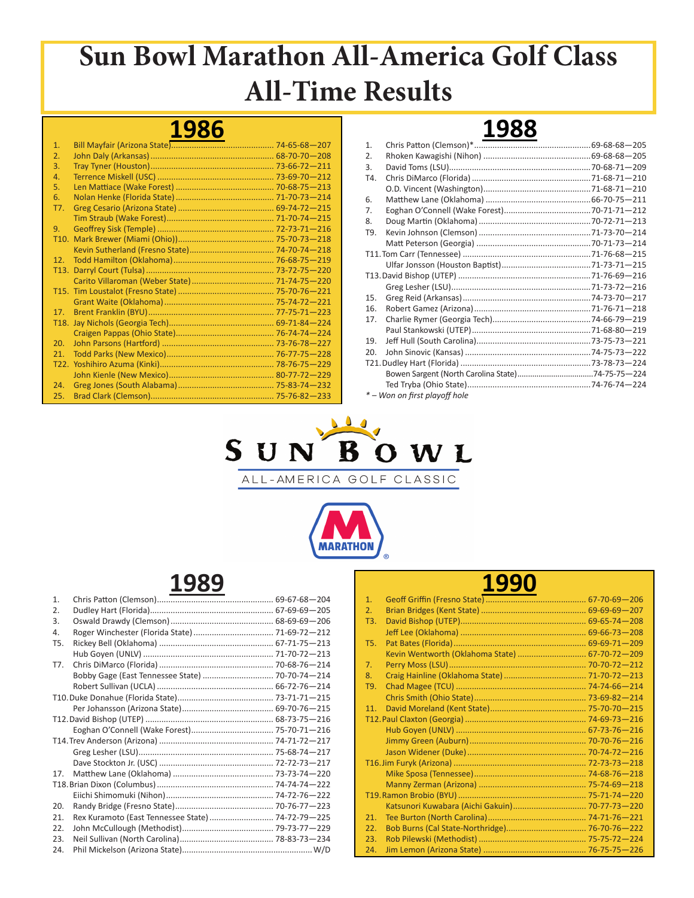# Sun Bowl Marathon All-America Golf Class All-Time Results

## 1986

| Pos. | Player | Score |
|---|---|---|
| 1. | Bill Mayfair (Arizona State) | 74-65-68—207 |
| 2. | John Daly (Arkansas) | 68-70-70—208 |
| 3. | Tray Tyner (Houston) | 73-66-72—211 |
| 4. | Terrence Miskell (USC) | 73-69-70—212 |
| 5. | Len Mattiace (Wake Forest) | 70-68-75—213 |
| 6. | Nolan Henke (Florida State) | 71-70-73—214 |
| T7. | Greg Cesario (Arizona State) | 69-74-72—215 |
| | Tim Straub (Wake Forest) | 71-70-74—215 |
| 9. | Geoffrey Sisk (Temple) | 72-73-71—216 |
| T10. | Mark Brewer (Miami (Ohio)) | 75-70-73—218 |
| | Kevin Sutherland (Fresno State) | 74-70-74—218 |
| 12. | Todd Hamilton (Oklahoma) | 76-68-75—219 |
| T13. | Darryl Court (Tulsa) | 73-72-75—220 |
| | Carito Villaroman (Weber State) | 71-74-75—220 |
| T15. | Tim Loustalot (Fresno State) | 75-70-76—221 |
| | Grant Waite (Oklahoma) | 75-74-72—221 |
| 17. | Brent Franklin (BYU) | 77-75-71—223 |
| T18. | Jay Nichols (Georgia Tech) | 69-71-84—224 |
| | Craigen Pappas (Ohio State) | 76-74-74—224 |
| 20. | John Parsons (Hartford) | 73-76-78—227 |
| 21. | Todd Parks (New Mexico) | 76-77-75—228 |
| T22. | Yoshihiro Azuma (Kinki) | 78-76-75—229 |
| | John Kienle (New Mexico) | 80-77-72—229 |
| 24. | Greg Jones (South Alabama) | 75-83-74—232 |
| 25. | Brad Clark (Clemson) | 75-76-82—233 |

## 1988

| Pos. | Player | Score |
|---|---|---|
| 1. | Chris Patton (Clemson)* | 69-68-68—205 |
| 2. | Rhoken Kawagishi (Nihon) | 69-68-68—205 |
| 3. | David Toms (LSU) | 70-68-71—209 |
| T4. | Chris DiMarco (Florida) | 71-68-71—210 |
| | O.D. Vincent (Washington) | 71-68-71—210 |
| 6. | Matthew Lane (Oklahoma) | 66-70-75—211 |
| 7. | Eoghan O'Connell (Wake Forest) | 70-71-71—212 |
| 8. | Doug Martin (Oklahoma) | 70-72-71—213 |
| T9. | Kevin Johnson (Clemson) | 71-73-70—214 |
| | Matt Peterson (Georgia) | 70-71-73—214 |
| T11. | Tom Carr (Tennessee) | 71-76-68—215 |
| | Ulfar Jonsson (Houston Baptist) | 71-73-71—215 |
| T13. | David Bishop (UTEP) | 71-76-69—216 |
| | Greg Lesher (LSU) | 71-73-72—216 |
| 15. | Greg Reid (Arkansas) | 74-73-70—217 |
| 16. | Robert Gamez (Arizona) | 71-76-71—218 |
| 17. | Charlie Rymer (Georgia Tech) | 74-66-79—219 |
| | Paul Stankowski (UTEP) | 71-68-80—219 |
| 19. | Jeff Hull (South Carolina) | 73-75-73—221 |
| 20. | John Sinovic (Kansas) | 74-75-73—222 |
| T21. | Dudley Hart (Florida) | 73-78-73—224 |
| | Bowen Sargent (North Carolina State) | 74-75-75—224 |
| | Ted Tryba (Ohio State) | 74-76-74—224 |

*\* – Won on first playoff hole*

SUN BOWL
ALL-AMERICA GOLF CLASSIC

MARATHON

## 1989

| Pos. | Player | Score |
|---|---|---|
| 1. | Chris Patton (Clemson) | 69-67-68—204 |
| 2. | Dudley Hart (Florida) | 67-69-69—205 |
| 3. | Oswald Drawdy (Clemson) | 68-69-69—206 |
| 4. | Roger Winchester (Florida State) | 71-69-72—212 |
| T5. | Rickey Bell (Oklahoma) | 67-71-75—213 |
| | Hub Goyen (UNLV) | 71-70-72—213 |
| T7. | Chris DiMarco (Florida) | 70-68-76—214 |
| | Bobby Gage (East Tennessee State) | 70-70-74—214 |
| | Robert Sullivan (UCLA) | 66-72-76—214 |
| T10. | Duke Donahue (Florida State) | 73-71-71—215 |
| | Per Johansson (Arizona State) | 69-70-76—215 |
| T12. | David Bishop (UTEP) | 68-73-75—216 |
| | Eoghan O'Connell (Wake Forest) | 75-70-71—216 |
| T14. | Trev Anderson (Arizona) | 74-71-72—217 |
| | Greg Lesher (LSU) | 75-68-74—217 |
| | Dave Stockton Jr. (USC) | 72-72-73—217 |
| 17. | Matthew Lane (Oklahoma) | 73-73-74—220 |
| T18. | Brian Dixon (Columbus) | 74-74-74—222 |
| | Eiichi Shimomuki (Nihon) | 74-72-76—222 |
| 20. | Randy Bridge (Fresno State) | 70-76-77—223 |
| 21. | Rex Kuramoto (East Tennessee State) | 74-72-79—225 |
| 22. | John McCullough (Methodist) | 79-73-77—229 |
| 23. | Neil Sullivan (North Carolina) | 78-83-73—234 |
| 24. | Phil Mickelson (Arizona State) | W/D |

## 1990

| Pos. | Player | Score |
|---|---|---|
| 1. | Geoff Griffin (Fresno State) | 67-70-69—206 |
| 2. | Brian Bridges (Kent State) | 69-69-69—207 |
| T3. | David Bishop (UTEP) | 69-65-74—208 |
| | Jeff Lee (Oklahoma) | 69-66-73—208 |
| T5. | Pat Bates (Florida) | 69-69-71—209 |
| | Kevin Wentworth (Oklahoma State) | 67-70-72—209 |
| 7. | Perry Moss (LSU) | 70-70-72—212 |
| 8. | Craig Hainline (Oklahoma State) | 71-70-72—213 |
| T9. | Chad Magee (TCU) | 74-74-66—214 |
| | Chris Smith (Ohio State) | 73-69-82—214 |
| 11. | David Moreland (Kent State) | 75-70-70—215 |
| T12. | Paul Claxton (Georgia) | 74-69-73—216 |
| | Hub Goyen (UNLV) | 67-73-76—216 |
| | Jimmy Green (Auburn) | 70-70-76—216 |
| | Jason Widener (Duke) | 70-74-72—216 |
| T16. | Jim Furyk (Arizona) | 72-73-73—218 |
| | Mike Sposa (Tennessee) | 74-68-76—218 |
| | Manny Zerman (Arizona) | 75-74-69—218 |
| T19. | Ramon Brobio (BYU) | 75-71-74—220 |
| | Katsunori Kuwabara (Aichi Gakuin) | 70-77-73—220 |
| 21. | Tee Burton (North Carolina) | 74-71-76—221 |
| 22. | Bob Burns (Cal State-Northridge) | 76-70-76—222 |
| 23. | Rob Pilewski (Methodist) | 75-75-72—224 |
| 24. | Jim Lemon (Arizona State) | 76-75-75—226 |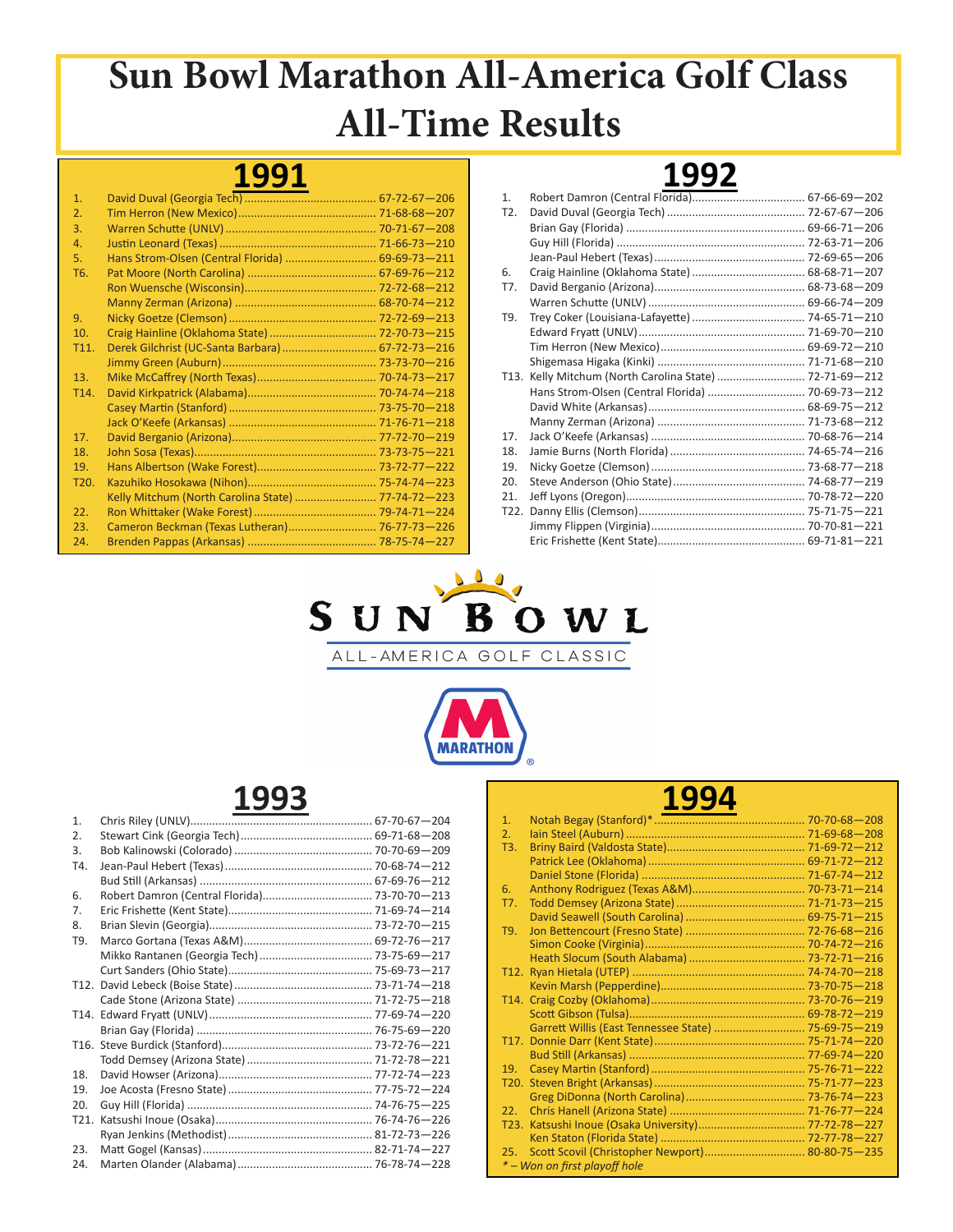# Sun Bowl Marathon All-America Golf Class All-Time Results

## 1991

| Pos. | Player | Scores |
|---|---|---|
| 1. | David Duval (Georgia Tech) | 67-72-67—206 |
| 2. | Tim Herron (New Mexico) | 71-68-68—207 |
| 3. | Warren Schutte (UNLV) | 70-71-67—208 |
| 4. | Justin Leonard (Texas) | 71-66-73—210 |
| 5. | Hans Strom-Olsen (Central Florida) | 69-69-73—211 |
| T6. | Pat Moore (North Carolina) | 67-69-76—212 |
| | Ron Wuensche (Wisconsin) | 72-72-68—212 |
| | Manny Zerman (Arizona) | 68-70-74—212 |
| 9. | Nicky Goetze (Clemson) | 72-72-69—213 |
| 10. | Craig Hainline (Oklahoma State) | 72-70-73—215 |
| T11. | Derek Gilchrist (UC-Santa Barbara) | 67-72-73—216 |
| | Jimmy Green (Auburn) | 73-73-70—216 |
| 13. | Mike McCaffrey (North Texas) | 70-74-73—217 |
| T14. | David Kirkpatrick (Alabama) | 70-74-74—218 |
| | Casey Martin (Stanford) | 73-75-70—218 |
| | Jack O'Keefe (Arkansas) | 71-76-71—218 |
| 17. | David Berganio (Arizona) | 77-72-70—219 |
| 18. | John Sosa (Texas) | 73-73-75—221 |
| 19. | Hans Albertson (Wake Forest) | 73-72-77—222 |
| T20. | Kazuhiko Hosokawa (Nihon) | 75-74-74—223 |
| | Kelly Mitchum (North Carolina State) | 77-74-72—223 |
| 22. | Ron Whittaker (Wake Forest) | 79-74-71—224 |
| 23. | Cameron Beckman (Texas Lutheran) | 76-77-73—226 |
| 24. | Brenden Pappas (Arkansas) | 78-75-74—227 |

## 1992

| Pos. | Player | Scores |
|---|---|---|
| 1. | Robert Damron (Central Florida) | 67-66-69—202 |
| T2. | David Duval (Georgia Tech) | 72-67-67—206 |
| | Brian Gay (Florida) | 69-66-71—206 |
| | Guy Hill (Florida) | 72-63-71—206 |
| | Jean-Paul Hebert (Texas) | 72-69-65—206 |
| 6. | Craig Hainline (Oklahoma State) | 68-68-71—207 |
| T7. | David Berganio (Arizona) | 68-73-68—209 |
| | Warren Schutte (UNLV) | 69-66-74—209 |
| T9. | Trey Coker (Louisiana-Lafayette) | 74-65-71—210 |
| | Edward Fryatt (UNLV) | 71-69-70—210 |
| | Tim Herron (New Mexico) | 69-69-72—210 |
| | Shigemasa Higaka (Kinki) | 71-71-68—210 |
| T13. | Kelly Mitchum (North Carolina State) | 72-71-69—212 |
| | Hans Strom-Olsen (Central Florida) | 70-69-73—212 |
| | David White (Arkansas) | 68-69-75—212 |
| | Manny Zerman (Arizona) | 71-73-68—212 |
| 17. | Jack O'Keefe (Arkansas) | 70-68-76—214 |
| 18. | Jamie Burns (North Florida) | 74-65-74—216 |
| 19. | Nicky Goetze (Clemson) | 73-68-77—218 |
| 20. | Steve Anderson (Ohio State) | 74-68-77—219 |
| 21. | Jeff Lyons (Oregon) | 70-78-72—220 |
| T22. | Danny Ellis (Clemson) | 75-71-75—221 |
| | Jimmy Flippen (Virginia) | 70-70-81—221 |
| | Eric Frishette (Kent State) | 69-71-81—221 |

SUN BOWL ALL-AMERICA GOLF CLASSIC

MARATHON

## 1993

| Pos. | Player | Scores |
|---|---|---|
| 1. | Chris Riley (UNLV) | 67-70-67—204 |
| 2. | Stewart Cink (Georgia Tech) | 69-71-68—208 |
| 3. | Bob Kalinowski (Colorado) | 70-70-69—209 |
| T4. | Jean-Paul Hebert (Texas) | 70-68-74—212 |
| | Bud Still (Arkansas) | 67-69-76—212 |
| 6. | Robert Damron (Central Florida) | 73-70-70—213 |
| 7. | Eric Frishette (Kent State) | 71-69-74—214 |
| 8. | Brian Slevin (Georgia) | 73-72-70—215 |
| T9. | Marco Gortana (Texas A&M) | 69-72-76—217 |
| | Mikko Rantanen (Georgia Tech) | 73-75-69—217 |
| | Curt Sanders (Ohio State) | 75-69-73—217 |
| T12. | David Lebeck (Boise State) | 73-71-74—218 |
| | Cade Stone (Arizona State) | 71-72-75—218 |
| T14. | Edward Fryatt (UNLV) | 77-69-74—220 |
| | Brian Gay (Florida) | 76-75-69—220 |
| T16. | Steve Burdick (Stanford) | 73-72-76—221 |
| | Todd Demsey (Arizona State) | 71-72-78—221 |
| 18. | David Howser (Arizona) | 77-72-74—223 |
| 19. | Joe Acosta (Fresno State) | 77-75-72—224 |
| 20. | Guy Hill (Florida) | 74-76-75—225 |
| T21. | Katsushi Inoue (Osaka) | 76-74-76—226 |
| | Ryan Jenkins (Methodist) | 81-72-73—226 |
| 23. | Matt Gogel (Kansas) | 82-71-74—227 |
| 24. | Marten Olander (Alabama) | 76-78-74—228 |

## 1994

| Pos. | Player | Scores |
|---|---|---|
| 1. | Notah Begay (Stanford)* | 70-70-68—208 |
| 2. | Iain Steel (Auburn) | 71-69-68—208 |
| T3. | Briny Baird (Valdosta State) | 71-69-72—212 |
| | Patrick Lee (Oklahoma) | 69-71-72—212 |
| | Daniel Stone (Florida) | 71-67-74—212 |
| 6. | Anthony Rodriguez (Texas A&M) | 70-73-71—214 |
| T7. | Todd Demsey (Arizona State) | 71-71-73—215 |
| | David Seawell (South Carolina) | 69-75-71—215 |
| T9. | Jon Bettencourt (Fresno State) | 72-76-68—216 |
| | Simon Cooke (Virginia) | 70-74-72—216 |
| | Heath Slocum (South Alabama) | 73-72-71—216 |
| T12. | Ryan Hietala (UTEP) | 74-74-70—218 |
| | Kevin Marsh (Pepperdine) | 73-70-75—218 |
| T14. | Craig Cozby (Oklahoma) | 73-70-76—219 |
| | Scott Gibson (Tulsa) | 69-78-72—219 |
| | Garrett Willis (East Tennessee State) | 75-69-75—219 |
| T17. | Donnie Darr (Kent State) | 75-71-74—220 |
| | Bud Still (Arkansas) | 77-69-74—220 |
| 19. | Casey Martin (Stanford) | 75-76-71—222 |
| T20. | Steven Bright (Arkansas) | 75-71-77—223 |
| | Greg DiDonna (North Carolina) | 73-76-74—223 |
| 22. | Chris Hanell (Arizona State) | 71-76-77—224 |
| T23. | Katsushi Inoue (Osaka University) | 77-72-78—227 |
| | Ken Staton (Florida State) | 72-77-78—227 |
| 25. | Scott Scovil (Christopher Newport) | 80-80-75—235 |

*\* – Won on first playoff hole*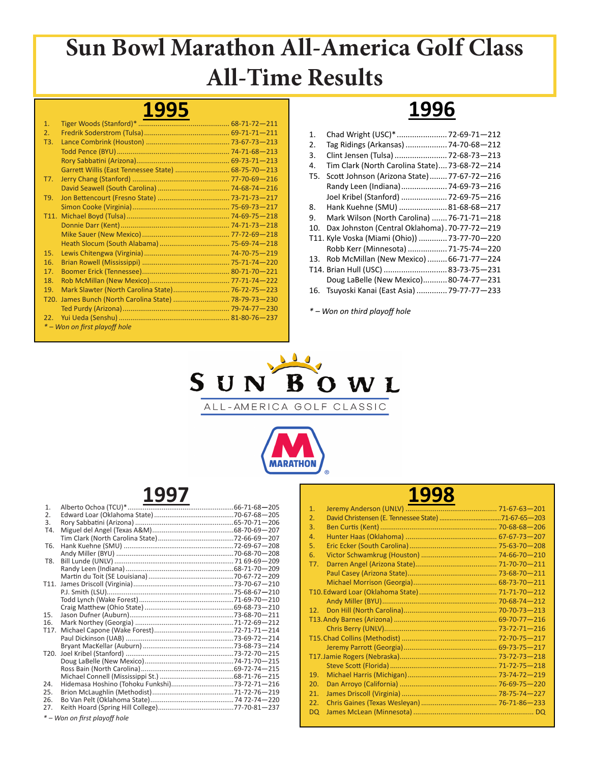# Sun Bowl Marathon All-America Golf Class All-Time Results

## 1995

| Pos. | Player | Scores |
|---|---|---|
| 1. | Tiger Woods (Stanford)* | 68-71-72—211 |
| 2. | Fredrik Soderstrom (Tulsa) | 69-71-71—211 |
| T3. | Lance Combrink (Houston) | 73-67-73—213 |
| | Todd Pence (BYU) | 74-71-68—213 |
| | Rory Sabbatini (Arizona) | 69-73-71—213 |
| | Garrett Willis (East Tennessee State) | 68-75-70—213 |
| T7. | Jerry Chang (Stanford) | 77-70-69—216 |
| | David Seawell (South Carolina) | 74-68-74—216 |
| T9. | Jon Bettencourt (Fresno State) | 73-71-73—217 |
| | Simon Cooke (Virginia) | 75-69-73—217 |
| T11. | Michael Boyd (Tulsa) | 74-69-75—218 |
| | Donnie Darr (Kent) | 74-71-73—218 |
| | Mike Sauer (New Mexico) | 77-72-69—218 |
| | Heath Slocum (South Alabama) | 75-69-74—218 |
| 15. | Lewis Chitengwa (Virginia) | 74-70-75—219 |
| 16. | Brian Rowell (Mississippi) | 75-71-74—220 |
| 17. | Boomer Erick (Tennessee) | 80-71-70—221 |
| 18. | Rob McMillan (New Mexico) | 77-71-74—222 |
| 19. | Mark Slawter (North Carolina State) | 76-72-75—223 |
| T20. | James Bunch (North Carolina State) | 78-79-73—230 |
| | Ted Purdy (Arizona) | 79-74-77—230 |
| 22. | Yui Ueda (Senshu) | 81-80-76—237 |

*\* – Won on first playoff hole*

## 1996

| Pos. | Player | Scores |
|---|---|---|
| 1. | Chad Wright (USC)* | 72-69-71—212 |
| 2. | Tag Ridings (Arkansas) | 74-70-68—212 |
| 3. | Clint Jensen (Tulsa) | 72-68-73—213 |
| 4. | Tim Clark (North Carolina State) | 73-68-72—214 |
| T5. | Scott Johnson (Arizona State) | 77-67-72—216 |
| | Randy Leen (Indiana) | 74-69-73—216 |
| | Joel Kribel (Stanford) | 72-69-75—216 |
| 8. | Hank Kuehne (SMU) | 81-68-68—217 |
| 9. | Mark Wilson (North Carolina) | 76-71-71—218 |
| 10. | Dax Johnston (Central Oklahoma) | 70-77-72—219 |
| T11. | Kyle Voska (Miami (Ohio)) | 73-77-70—220 |
| | Robb Kerr (Minnesota) | 71-75-74—220 |
| 13. | Rob McMillan (New Mexico) | 66-71-77—224 |
| T14. | Brian Hull (USC) | 83-73-75—231 |
| | Doug LaBelle (New Mexico) | 80-74-77—231 |
| 16. | Tsuyoski Kanai (East Asia) | 79-77-77—233 |

*\* – Won on third playoff hole*

SUN BOWL ALL-AMERICA GOLF CLASSIC

MARATHON

## 1997

| Pos. | Player | Scores |
|---|---|---|
| 1. | Alberto Ochoa (TCU)* | 66-71-68—205 |
| 2. | Edward Loar (Oklahoma State) | 70-67-68—205 |
| 3. | Rory Sabbatini (Arizona) | 65-70-71—206 |
| T4. | Miguel del Angel (Texas A&M) | 68-70-69—207 |
| | Tim Clark (North Carolina State) | 72-66-69—207 |
| T6. | Hank Kuehne (SMU) | 72-69-67—208 |
| | Andy Miller (BYU) | 70-68-70—208 |
| T8. | Bill Lunde (UNLV) | 71 69-69—209 |
| | Randy Leen (Indiana) | 68-71-70—209 |
| | Martin du Toit (SE Louisiana) | 70-67-72—209 |
| T11. | James Driscoll (Virginia) | 73-70-67—210 |
| | P.J. Smith (LSU) | 75-68-67—210 |
| | Todd Lynch (Wake Forest) | 71-69-70—210 |
| | Craig Matthew (Ohio State) | 69-68-73—210 |
| 15. | Jason Dufner (Auburn) | 73-68-70—211 |
| 16. | Mark Northey (Georgia) | 71-72-69—212 |
| T17. | Michael Capone (Wake Forest) | 72-71-71—214 |
| | Paul Dickinson (UAB) | 73-69-72—214 |
| | Bryant MacKellar (Auburn) | 73-68-73—214 |
| T20. | Joel Kribel (Stanford) | 73-72-70—215 |
| | Doug LaBelle (New Mexico) | 74-71-70—215 |
| | Ross Bain (North Carolina) | 69-72-74—215 |
| | Michael Connell (Mississippi St.) | 68-71-76—215 |
| 24. | Hidemasa Hoshino (Tohoku Funkshi) | 73-72-71—216 |
| 25. | Brion McLaughlin (Methodist) | 71-72-76—219 |
| 26. | Bo Van Pelt (Oklahoma State) | 74 72-74—220 |
| 27. | Keith Hoard (Spring Hill College) | 77-70-81—237 |

*\* – Won on first playoff hole*

## 1998

| Pos. | Player | Scores |
|---|---|---|
| 1. | Jeremy Anderson (UNLV) | 71-67-63—201 |
| 2. | David Christensen (E. Tennessee State) | 71-67-65—203 |
| 3. | Ben Curtis (Kent) | 70-68-68—206 |
| 4. | Hunter Haas (Oklahoma) | 67-67-73—207 |
| 5. | Eric Ecker (South Carolina) | 75-63-70—208 |
| 6. | Victor Schwamkrug (Houston) | 74-66-70—210 |
| T7. | Darren Angel (Arizona State) | 71-70-70—211 |
| | Paul Casey (Arizona State) | 73-68-70—211 |
| | Michael Morrison (Georgia) | 68-73-70—211 |
| T10. | Edward Loar (Oklahoma State) | 71-71-70—212 |
| | Andy Miller (BYU) | 70-68-74—212 |
| 12. | Don Hill (North Carolina) | 70-70-73—213 |
| T13. | Andy Barnes (Arizona) | 69-70-77—216 |
| | Chris Berry (UNLV) | 73-72-71—216 |
| T15. | Chad Collins (Methodist) | 72-70-75—217 |
| | Jeremy Parrott (Georgia) | 69-73-75—217 |
| T17. | Jamie Rogers (Nebraska) | 73-72-73—218 |
| | Steve Scott (Florida) | 71-72-75—218 |
| 19. | Michael Harris (Michigan) | 73-74-72—219 |
| 20. | Dan Arroyo (California) | 76-69-75—220 |
| 21. | James Driscoll (Virginia) | 78-75-74—227 |
| 22. | Chris Gaines (Texas Wesleyan) | 76-71-86—233 |
| DQ | James McLean (Minnesota) | DQ |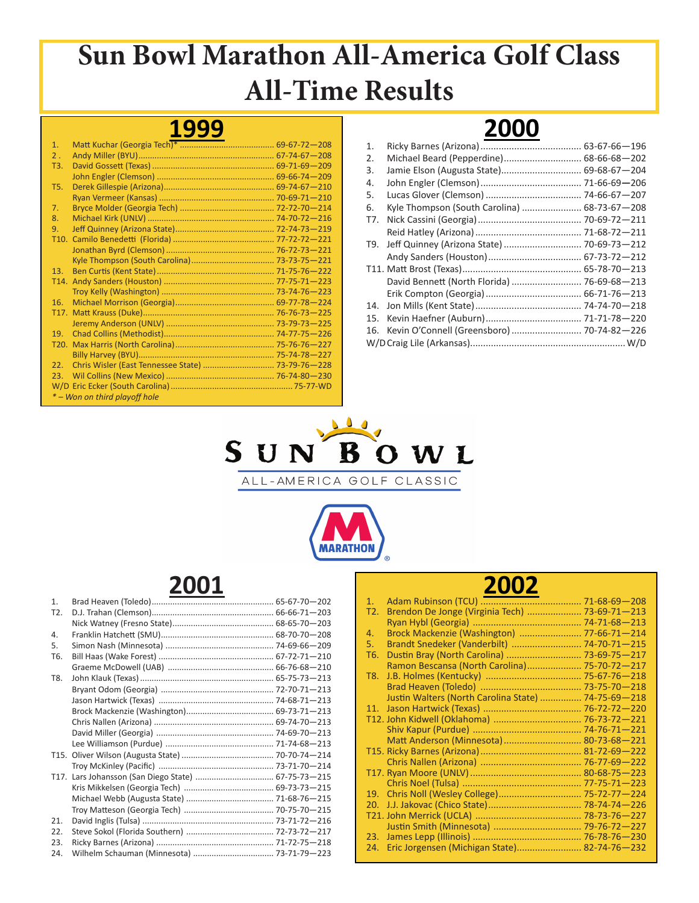# Sun Bowl Marathon All-America Golf Class All-Time Results

## 1999

| Pos. | Player | Score |
|---|---|---|
| 1. | Matt Kuchar (Georgia Tech)* | 69-67-72—208 |
| 2. | Andy Miller (BYU) | 67-74-67—208 |
| T3. | David Gossett (Texas) | 69-71-69—209 |
| | John Engler (Clemson) | 69-66-74—209 |
| T5. | Derek Gillespie (Arizona) | 69-74-67—210 |
| | Ryan Vermeer (Kansas) | 70-69-71—210 |
| 7. | Bryce Molder (Georgia Tech) | 72-72-70—214 |
| 8. | Michael Kirk (UNLV) | 74-70-72—216 |
| 9. | Jeff Quinney (Arizona State) | 72-74-73—219 |
| T10. | Camilo Benedetti (Florida) | 77-72-72—221 |
| | Jonathan Byrd (Clemson) | 76-72-73—221 |
| | Kyle Thompson (South Carolina) | 73-73-75—221 |
| 13. | Ben Curtis (Kent State) | 71-75-76—222 |
| T14. | Andy Sanders (Houston) | 77-75-71—223 |
| | Troy Kelly (Washington) | 73-74-76—223 |
| 16. | Michael Morrison (Georgia) | 69-77-78—224 |
| T17. | Matt Krauss (Duke) | 76-76-73—225 |
| | Jeremy Anderson (UNLV) | 73-79-73—225 |
| 19. | Chad Collins (Methodist) | 74-77-75—226 |
| T20. | Max Harris (North Carolina) | 75-76-76—227 |
| | Billy Harvey (BYU) | 75-74-78—227 |
| 22. | Chris Wisler (East Tennessee State) | 73-79-76—228 |
| 23. | Wil Collins (New Mexico) | 76-74-80—230 |
| W/D | Eric Ecker (South Carolina) | 75-77-WD |

*\* – Won on third playoff hole*

## 2000

| Pos. | Player | Score |
|---|---|---|
| 1. | Ricky Barnes (Arizona) | 63-67-66—196 |
| 2. | Michael Beard (Pepperdine) | 68-66-68—202 |
| 3. | Jamie Elson (Augusta State) | 69-68-67—204 |
| 4. | John Engler (Clemson) | 71-66-69—206 |
| 5. | Lucas Glover (Clemson) | 74-66-67—207 |
| 6. | Kyle Thompson (South Carolina) | 68-73-67—208 |
| T7. | Nick Cassini (Georgia) | 70-69-72—211 |
| | Reid Hatley (Arizona) | 71-68-72—211 |
| T9. | Jeff Quinney (Arizona State) | 70-69-73—212 |
| | Andy Sanders (Houston) | 67-73-72—212 |
| T11. | Matt Brost (Texas) | 65-78-70—213 |
| | David Bennett (North Florida) | 76-69-68—213 |
| | Erik Compton (Georgia) | 66-71-76—213 |
| 14. | Jon Mills (Kent State) | 74-74-70—218 |
| 15. | Kevin Haefner (Auburn) | 71-71-78—220 |
| 16. | Kevin O'Connell (Greensboro) | 70-74-82—226 |
| W/D | Craig Lile (Arkansas) | W/D |

SUN BOWL ALL-AMERICA GOLF CLASSIC

MARATHON

## 2001

| Pos. | Player | Score |
|---|---|---|
| 1. | Brad Heaven (Toledo) | 65-67-70—202 |
| T2. | D.J. Trahan (Clemson) | 66-66-71—203 |
| | Nick Watney (Fresno State) | 68-65-70—203 |
| 4. | Franklin Hatchett (SMU) | 68-70-70—208 |
| 5. | Simon Nash (Minnesota) | 74-69-66—209 |
| T6. | Bill Haas (Wake Forest) | 67-72-71—210 |
| | Graeme McDowell (UAB) | 66-76-68—210 |
| T8. | John Klauk (Texas) | 65-75-73—213 |
| | Bryant Odom (Georgia) | 72-70-71—213 |
| | Jason Hartwick (Texas) | 74-68-71—213 |
| | Brock Mackenzie (Washington) | 69-73-71—213 |
| | Chris Nallen (Arizona) | 69-74-70—213 |
| | David Miller (Georgia) | 74-69-70—213 |
| | Lee Williamson (Purdue) | 71-74-68—213 |
| T15. | Oliver Wilson (Augusta State) | 70-70-74—214 |
| | Troy McKinley (Pacific) | 73-71-70—214 |
| T17. | Lars Johansson (San Diego State) | 67-75-73—215 |
| | Kris Mikkelsen (Georgia Tech) | 69-73-73—215 |
| | Michael Webb (Augusta State) | 71-68-76—215 |
| | Troy Matteson (Georgia Tech) | 70-75-70—215 |
| 21. | David Inglis (Tulsa) | 73-71-72—216 |
| 22. | Steve Sokol (Florida Southern) | 72-72-73—217 |
| 23. | Ricky Barnes (Arizona) | 71-72-75—218 |
| 24. | Wilhelm Schauman (Minnesota) | 73-71-79—223 |

## 2002

| Pos. | Player | Score |
|---|---|---|
| 1. | Adam Rubinson (TCU) | 71-68-69—208 |
| T2. | Brendon De Jonge (Virginia Tech) | 73-69-71—213 |
| | Ryan Hybl (Georgia) | 74-71-68—213 |
| 4. | Brock Mackenzie (Washington) | 77-66-71—214 |
| 5. | Brandt Snedeker (Vanderbilt) | 74-70-71—215 |
| T6. | Dustin Bray (North Carolina) | 73-69-75—217 |
| | Ramon Bescansa (North Carolina) | 75-70-72—217 |
| T8. | J.B. Holmes (Kentucky) | 75-67-76—218 |
| | Brad Heaven (Toledo) | 73-75-70—218 |
| | Justin Walters (North Carolina State) | 74-75-69—218 |
| 11. | Jason Hartwick (Texas) | 76-72-72—220 |
| T12. | John Kidwell (Oklahoma) | 76-73-72—221 |
| | Shiv Kapur (Purdue) | 74-76-71—221 |
| | Matt Anderson (Minnesota) | 80-73-68—221 |
| T15. | Ricky Barnes (Arizona) | 81-72-69—222 |
| | Chris Nallen (Arizona) | 76-77-69—222 |
| T17. | Ryan Moore (UNLV) | 80-68-75—223 |
| | Chris Noel (Tulsa) | 77-75-71—223 |
| 19. | Chris Noll (Wesley College) | 75-72-77—224 |
| 20. | J.J. Jakovac (Chico State) | 78-74-74—226 |
| T21. | John Merrick (UCLA) | 78-73-76—227 |
| | Justin Smith (Minnesota) | 79-76-72—227 |
| 23. | James Lepp (Illinois) | 76-78-76—230 |
| 24. | Eric Jorgensen (Michigan State) | 82-74-76—232 |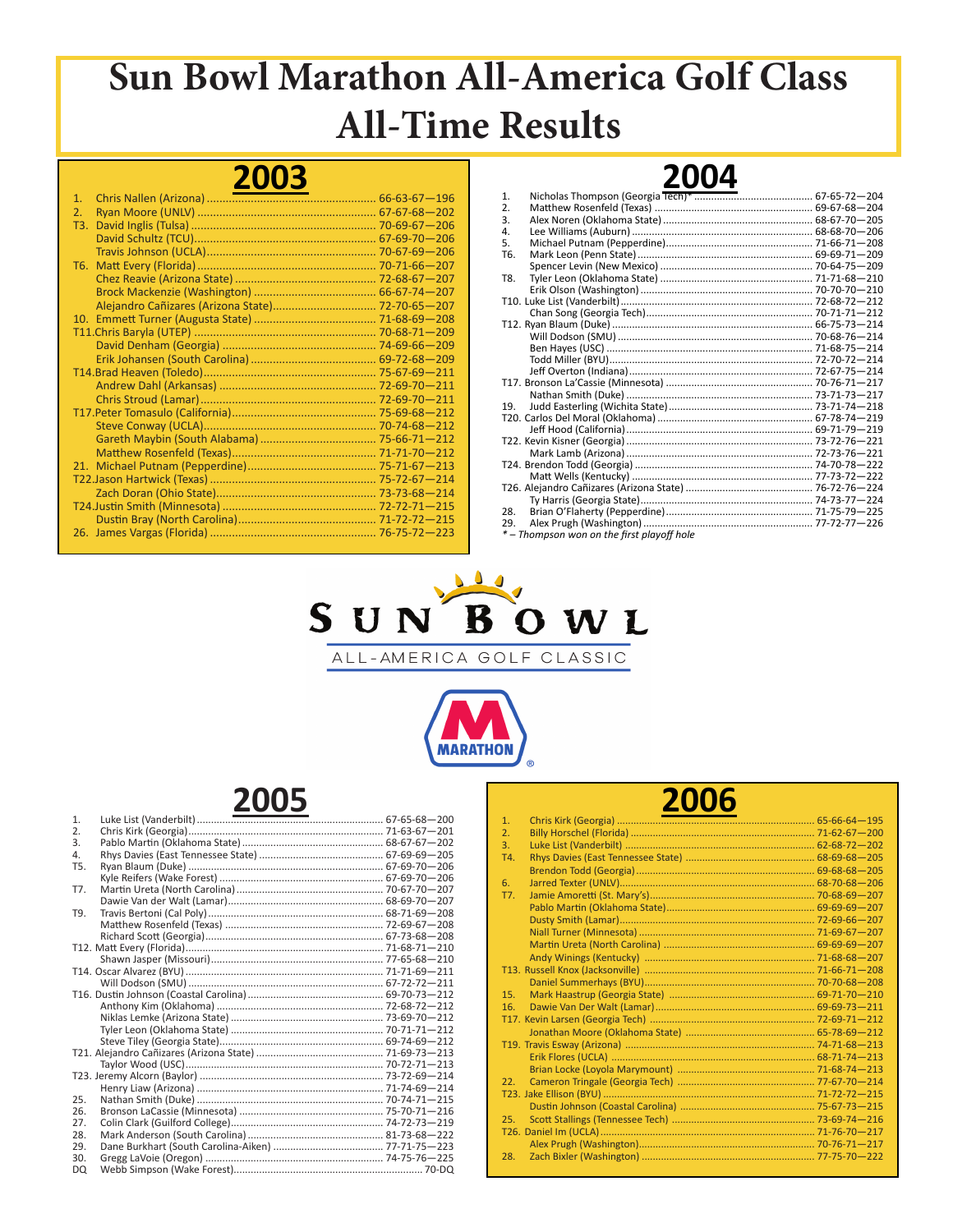# Sun Bowl Marathon All-America Golf Class All-Time Results

## 2003

| Pos. | Player | Scores |
|---|---|---|
| 1. | Chris Nallen (Arizona) | 66-63-67—196 |
| 2. | Ryan Moore (UNLV) | 67-67-68—202 |
| T3. | David Inglis (Tulsa) | 70-69-67—206 |
| | David Schultz (TCU) | 67-69-70—206 |
| | Travis Johnson (UCLA) | 70-67-69—206 |
| T6. | Matt Every (Florida) | 70-71-66—207 |
| | Chez Reavie (Arizona State) | 72-68-67—207 |
| | Brock Mackenzie (Washington) | 66-67-74—207 |
| | Alejandro Cañizares (Arizona State) | 72-70-65—207 |
| 10. | Emmett Turner (Augusta State) | 71-68-69—208 |
| T11. | Chris Baryla (UTEP) | 70-68-71—209 |
| | David Denham (Georgia) | 74-69-66—209 |
| | Erik Johansen (South Carolina) | 69-72-68—209 |
| T14. | Brad Heaven (Toledo) | 75-67-69—211 |
| | Andrew Dahl (Arkansas) | 72-69-70—211 |
| | Chris Stroud (Lamar) | 72-69-70—211 |
| T17. | Peter Tomasulo (California) | 75-69-68—212 |
| | Steve Conway (UCLA) | 70-74-68—212 |
| | Gareth Maybin (South Alabama) | 75-66-71—212 |
| | Matthew Rosenfeld (Texas) | 71-71-70—212 |
| 21. | Michael Putnam (Pepperdine) | 75-71-67—213 |
| T22. | Jason Hartwick (Texas) | 75-72-67—214 |
| | Zach Doran (Ohio State) | 73-73-68—214 |
| T24. | Justin Smith (Minnesota) | 72-72-71—215 |
| | Dustin Bray (North Carolina) | 71-72-72—215 |
| 26. | James Vargas (Florida) | 76-75-72—223 |

## 2004

| Pos. | Player | Scores |
|---|---|---|
| 1. | Nicholas Thompson (Georgia Tech)* | 67-65-72—204 |
| 2. | Matthew Rosenfeld (Texas) | 69-67-68—204 |
| 3. | Alex Noren (Oklahoma State) | 68-67-70—205 |
| 4. | Lee Williams (Auburn) | 68-68-70—206 |
| 5. | Michael Putnam (Pepperdine) | 71-66-71—208 |
| T6. | Mark Leon (Penn State) | 69-69-71—209 |
| | Spencer Levin (New Mexico) | 70-64-75—209 |
| T8. | Tyler Leon (Oklahoma State) | 71-71-68—210 |
| | Erik Olson (Washington) | 70-70-70—210 |
| T10. | Luke List (Vanderbilt) | 72-68-72—212 |
| | Chan Song (Georgia Tech) | 70-71-71—212 |
| T12. | Ryan Blaum (Duke) | 66-75-73—214 |
| | Will Dodson (SMU) | 70-68-76—214 |
| | Ben Hayes (USC) | 71-68-75—214 |
| | Todd Miller (BYU) | 72-70-72—214 |
| | Jeff Overton (Indiana) | 72-67-75—214 |
| T17. | Bronson La'Cassie (Minnesota) | 70-76-71—217 |
| | Nathan Smith (Duke) | 73-71-73—217 |
| 19. | Judd Easterling (Wichita State) | 73-71-74—218 |
| T20. | Carlos Del Moral (Oklahoma) | 67-78-74—219 |
| | Jeff Hood (California) | 69-71-79—219 |
| T22. | Kevin Kisner (Georgia) | 73-72-76—221 |
| | Mark Lamb (Arizona) | 72-73-76—221 |
| T24. | Brendon Todd (Georgia) | 74-70-78—222 |
| | Matt Wells (Kentucky) | 77-73-72—222 |
| T26. | Alejandro Cañizares (Arizona State) | 76-72-76—224 |
| | Ty Harris (Georgia State) | 74-73-77—224 |
| 28. | Brian O'Flaherty (Pepperdine) | 71-75-79—225 |
| 29. | Alex Prugh (Washington) | 77-72-77—226 |

*\* – Thompson won on the first playoff hole*

SUN BOWL ALL-AMERICA GOLF CLASSIC

MARATHON

## 2005

| Pos. | Player | Scores |
|---|---|---|
| 1. | Luke List (Vanderbilt) | 67-65-68—200 |
| 2. | Chris Kirk (Georgia) | 71-63-67—201 |
| 3. | Pablo Martin (Oklahoma State) | 68-67-67—202 |
| 4. | Rhys Davies (East Tennessee State) | 67-69-69—205 |
| T5. | Ryan Blaum (Duke) | 67-69-70—206 |
| | Kyle Reifers (Wake Forest) | 67-69-70—206 |
| T7. | Martin Ureta (North Carolina) | 70-67-70—207 |
| | Dawie Van der Walt (Lamar) | 68-69-70—207 |
| T9. | Travis Bertoni (Cal Poly) | 68-71-69—208 |
| | Matthew Rosenfeld (Texas) | 72-69-67—208 |
| | Richard Scott (Georgia) | 67-73-68—208 |
| T12. | Matt Every (Florida) | 71-68-71—210 |
| | Shawn Jasper (Missouri) | 77-65-68—210 |
| T14. | Oscar Alvarez (BYU) | 71-71-69—211 |
| | Will Dodson (SMU) | 67-72-72—211 |
| T16. | Dustin Johnson (Coastal Carolina) | 69-70-73—212 |
| | Anthony Kim (Oklahoma) | 72-68-72—212 |
| | Niklas Lemke (Arizona State) | 73-69-70—212 |
| | Tyler Leon (Oklahoma State) | 70-71-71—212 |
| | Steve Tiley (Georgia State) | 69-74-69—212 |
| T21. | Alejandro Cañizares (Arizona State) | 71-69-73—213 |
| | Taylor Wood (USC) | 70-72-71—213 |
| T23. | Jeremy Alcorn (Baylor) | 73-72-69—214 |
| | Henry Liaw (Arizona) | 71-74-69—214 |
| 25. | Nathan Smith (Duke) | 70-74-71—215 |
| 26. | Bronson LaCassie (Minnesota) | 75-70-71—216 |
| 27. | Colin Clark (Guilford College) | 74-72-73—219 |
| 28. | Mark Anderson (South Carolina) | 81-73-68—222 |
| 29. | Dane Burkhart (South Carolina-Aiken) | 77-71-75—223 |
| 30. | Gregg LaVoie (Oregon) | 74-75-76—225 |
| DQ | Webb Simpson (Wake Forest) | 70-DQ |

## 2006

| Pos. | Player | Scores |
|---|---|---|
| 1. | Chris Kirk (Georgia) | 65-66-64—195 |
| 2. | Billy Horschel (Florida) | 71-62-67—200 |
| 3. | Luke List (Vanderbilt) | 62-68-72—202 |
| T4. | Rhys Davies (East Tennessee State) | 68-69-68—205 |
| | Brendon Todd (Georgia) | 69-68-68—205 |
| 6. | Jarred Texter (UNLV) | 68-70-68—206 |
| T7. | Jamie Amoretti (St. Mary's) | 70-68-69—207 |
| | Pablo Martin (Oklahoma State) | 69-69-69—207 |
| | Dusty Smith (Lamar) | 72-69-66—207 |
| | Niall Turner (Minnesota) | 71-69-67—207 |
| | Martin Ureta (North Carolina) | 69-69-69—207 |
| | Andy Winings (Kentucky) | 71-68-68—207 |
| T13. | Russell Knox (Jacksonville) | 71-66-71—208 |
| | Daniel Summerhays (BYU) | 70-70-68—208 |
| 15. | Mark Haastrup (Georgia State) | 69-71-70—210 |
| 16. | Dawie Van Der Walt (Lamar) | 69-69-73—211 |
| T17. | Kevin Larsen (Georgia Tech) | 72-69-71—212 |
| | Jonathan Moore (Oklahoma State) | 65-78-69—212 |
| T19. | Travis Esway (Arizona) | 74-71-68—213 |
| | Erik Flores (UCLA) | 68-71-74—213 |
| | Brian Locke (Loyola Marymount) | 71-68-74—213 |
| 22. | Cameron Tringale (Georgia Tech) | 77-67-70—214 |
| T23. | Jake Ellison (BYU) | 71-72-72—215 |
| | Dustin Johnson (Coastal Carolina) | 75-67-73—215 |
| 25. | Scott Stallings (Tennessee Tech) | 73-69-74—216 |
| T26. | Daniel Im (UCLA) | 71-76-70—217 |
| | Alex Prugh (Washington) | 70-76-71—217 |
| 28. | Zach Bixler (Washington) | 77-75-70—222 |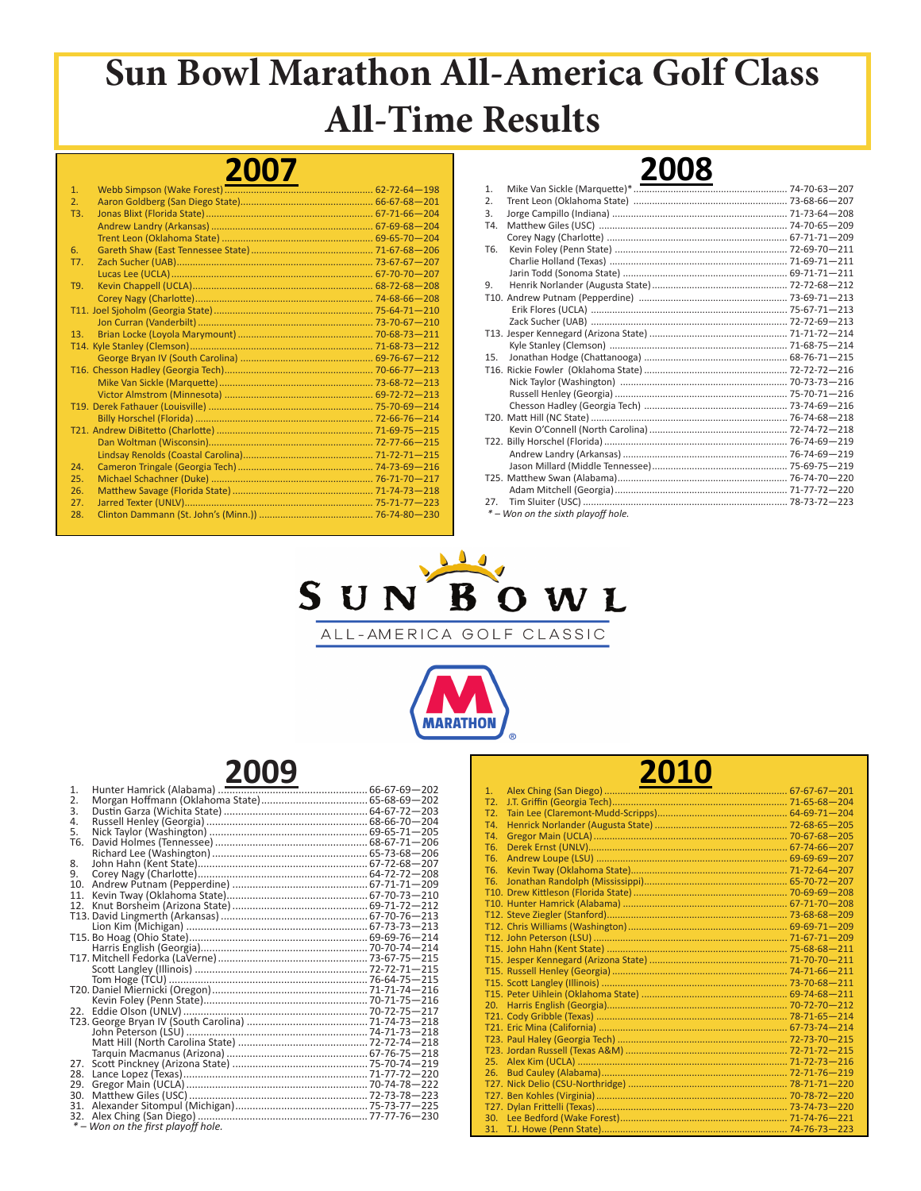# Sun Bowl Marathon All-America Golf Class All-Time Results

## 2007

| Pos. | Player | Scores |
|---|---|---|
| 1. | Webb Simpson (Wake Forest) | 62-72-64—198 |
| 2. | Aaron Goldberg (San Diego State) | 66-67-68—201 |
| T3. | Jonas Blixt (Florida State) | 67-71-66—204 |
| | Andrew Landry (Arkansas) | 67-69-68—204 |
| | Trent Leon (Oklahoma State) | 69-65-70—204 |
| 6. | Gareth Shaw (East Tennessee State) | 71-67-68—206 |
| T7. | Zach Sucher (UAB) | 73-67-67—207 |
| | Lucas Lee (UCLA) | 67-70-70—207 |
| T9. | Kevin Chappell (UCLA) | 68-72-68—208 |
| | Corey Nagy (Charlotte) | 74-68-66—208 |
| T11. | Joel Sjoholm (Georgia State) | 75-64-71—210 |
| | Jon Curran (Vanderbilt) | 73-70-67—210 |
| 13. | Brian Locke (Loyola Marymount) | 70-68-73—211 |
| T14. | Kyle Stanley (Clemson) | 71-68-73—212 |
| | George Bryan IV (South Carolina) | 69-76-67—212 |
| T16. | Chesson Hadley (Georgia Tech) | 70-66-77—213 |
| | Mike Van Sickle (Marquette) | 73-68-72—213 |
| | Victor Almstrom (Minnesota) | 69-72-72—213 |
| T19. | Derek Fathauer (Louisville) | 75-70-69—214 |
| | Billy Horschel (Florida) | 72-66-76—214 |
| T21. | Andrew DiBitetto (Charlotte) | 71-69-75—215 |
| | Dan Woltman (Wisconsin) | 72-77-66—215 |
| | Lindsay Renolds (Coastal Carolina) | 71-72-71—215 |
| 24. | Cameron Tringale (Georgia Tech) | 74-73-69—216 |
| 25. | Michael Schachner (Duke) | 76-71-70—217 |
| 26. | Matthew Savage (Florida State) | 71-74-73—218 |
| 27. | Jarred Texter (UNLV) | 75-71-77—223 |
| 28. | Clinton Dammann (St. John's (Minn.)) | 76-74-80—230 |

## 2008

| Pos. | Player | Scores |
|---|---|---|
| 1. | Mike Van Sickle (Marquette)* | 74-70-63—207 |
| 2. | Trent Leon (Oklahoma State) | 73-68-66—207 |
| 3. | Jorge Campillo (Indiana) | 71-73-64—208 |
| T4. | Matthew Giles (USC) | 74-70-65—209 |
| | Corey Nagy (Charlotte) | 67-71-71—209 |
| T6. | Kevin Foley (Penn State) | 72-69-70—211 |
| | Charlie Holland (Texas) | 71-69-71—211 |
| | Jarin Todd (Sonoma State) | 69-71-71—211 |
| 9. | Henrik Norlander (Augusta State) | 72-72-68—212 |
| T10. | Andrew Putnam (Pepperdine) | 73-69-71—213 |
| | Erik Flores (UCLA) | 75-67-71—213 |
| | Zack Sucher (UAB) | 72-72-69—213 |
| T13. | Jesper Kennegard (Arizona State) | 71-71-72—214 |
| | Kyle Stanley (Clemson) | 71-68-75—214 |
| 15. | Jonathan Hodge (Chattanooga) | 68-76-71—215 |
| T16. | Rickie Fowler (Oklahoma State) | 72-72-72—216 |
| | Nick Taylor (Washington) | 70-73-73—216 |
| | Russell Henley (Georgia) | 75-70-71—216 |
| | Chesson Hadley (Georgia Tech) | 73-74-69—216 |
| T20. | Matt Hill (NC State) | 76-74-68—218 |
| | Kevin O'Connell (North Carolina) | 72-74-72—218 |
| T22. | Billy Horschel (Florida) | 76-74-69—219 |
| | Andrew Landry (Arkansas) | 76-74-69—219 |
| | Jason Millard (Middle Tennessee) | 75-69-75—219 |
| T25. | Matthew Swan (Alabama) | 76-74-70—220 |
| | Adam Mitchell (Georgia) | 71-77-72—220 |
| 27. | Tim Sluiter (USC) | 78-73-72—223 |

*\* – Won on the sixth playoff hole.*

SUN BOWL
ALL-AMERICA GOLF CLASSIC

MARATHON

## 2009

| Pos. | Player | Scores |
|---|---|---|
| 1. | Hunter Hamrick (Alabama) | 66-67-69—202 |
| 2. | Morgan Hoffmann (Oklahoma State) | 65-68-69—202 |
| 3. | Dustin Garza (Wichita State) | 64-67-72—203 |
| 4. | Russell Henley (Georgia) | 68-66-70—204 |
| 5. | Nick Taylor (Washington) | 69-65-71—205 |
| T6. | David Holmes (Tennessee) | 68-67-71—206 |
| | Richard Lee (Washington) | 65-73-68—206 |
| 8. | John Hahn (Kent State) | 67-72-68—207 |
| 9. | Corey Nagy (Charlotte) | 64-72-72—208 |
| 10. | Andrew Putnam (Pepperdine) | 67-71-71—209 |
| 11. | Kevin Tway (Oklahoma State) | 67-70-73—210 |
| 12. | Knut Borsheim (Arizona State) | 69-71-72—212 |
| T13. | David Lingmerth (Arkansas) | 67-70-76—213 |
| | Lion Kim (Michigan) | 67-73-73—213 |
| T15. | Bo Hoag (Ohio State) | 69-69-76—214 |
| | Harris English (Georgia) | 70-70-74—214 |
| T17. | Mitchell Fedorka (LaVerne) | 73-67-75—215 |
| | Scott Langley (Illinois) | 72-72-71—215 |
| | Tom Hoge (TCU) | 76-64-75—215 |
| T20. | Daniel Miernicki (Oregon) | 71-71-74—216 |
| | Kevin Foley (Penn State) | 70-71-75—216 |
| 22. | Eddie Olson (UNLV) | 70-72-75—217 |
| T23. | George Bryan IV (South Carolina) | 71-74-73—218 |
| | John Peterson (LSU) | 74-71-73—218 |
| | Matt Hill (North Carolina State) | 72-72-74—218 |
| | Tarquin Macmanus (Arizona) | 67-76-75—218 |
| 27. | Scott Pinckney (Arizona State) | 75-70-74—219 |
| 28. | Lance Lopez (Texas) | 71-77-72—220 |
| 29. | Gregor Main (UCLA) | 70-74-78—222 |
| 30. | Matthew Giles (USC) | 72-73-78—223 |
| 31. | Alexander Sitompul (Michigan) | 75-73-77—225 |
| 32. | Alex Ching (San Diego) | 77-77-76—230 |

*\* – Won on the first playoff hole.*

## 2010

| Pos. | Player | Scores |
|---|---|---|
| 1. | Alex Ching (San Diego) | 67-67-67—201 |
| T2. | J.T. Griffin (Georgia Tech) | 71-65-68—204 |
| T2. | Tain Lee (Claremont-Mudd-Scripps) | 64-69-71—204 |
| T4. | Henrick Norlander (Augusta State) | 72-68-65—205 |
| T4. | Gregor Main (UCLA) | 70-67-68—205 |
| T6. | Derek Ernst (UNLV) | 67-74-66—207 |
| T6. | Andrew Loupe (LSU) | 69-69-69—207 |
| T6. | Kevin Tway (Oklahoma State) | 71-72-64—207 |
| T6. | Jonathan Randolph (Mississippi) | 65-70-72—207 |
| T10. | Drew Kittleson (Florida State) | 70-69-69—208 |
| T10. | Hunter Hamrick (Alabama) | 67-71-70—208 |
| T12. | Steve Ziegler (Stanford) | 73-68-68—209 |
| T12. | Chris Williams (Washington) | 69-69-71—209 |
| T12. | John Peterson (LSU) | 71-67-71—209 |
| T15. | John Hahn (Kent State) | 75-68-68—211 |
| T15. | Jesper Kennegard (Arizona State) | 71-70-70—211 |
| T15. | Russell Henley (Georgia) | 74-71-66—211 |
| T15. | Scott Langley (Illinois) | 73-70-68—211 |
| T15. | Peter Uihlein (Oklahoma State) | 69-74-68—211 |
| 20. | Harris English (Georgia) | 70-72-70—212 |
| T21. | Cody Gribble (Texas) | 78-71-65—214 |
| T21. | Eric Mina (California) | 67-73-74—214 |
| T23. | Paul Haley (Georgia Tech) | 72-73-70—215 |
| T23. | Jordan Russell (Texas A&M) | 72-71-72—215 |
| 25. | Alex Kim (UCLA) | 71-72-73—216 |
| 26. | Bud Cauley (Alabama) | 72-71-76—219 |
| T27. | Nick Delio (CSU-Northridge) | 78-71-71—220 |
| T27. | Ben Kohles (Virginia) | 70-78-72—220 |
| T27. | Dylan Frittelli (Texas) | 73-74-73—220 |
| 30. | Lee Bedford (Wake Forest) | 71-74-76—221 |
| 31. | T.J. Howe (Penn State) | 74-76-73—223 |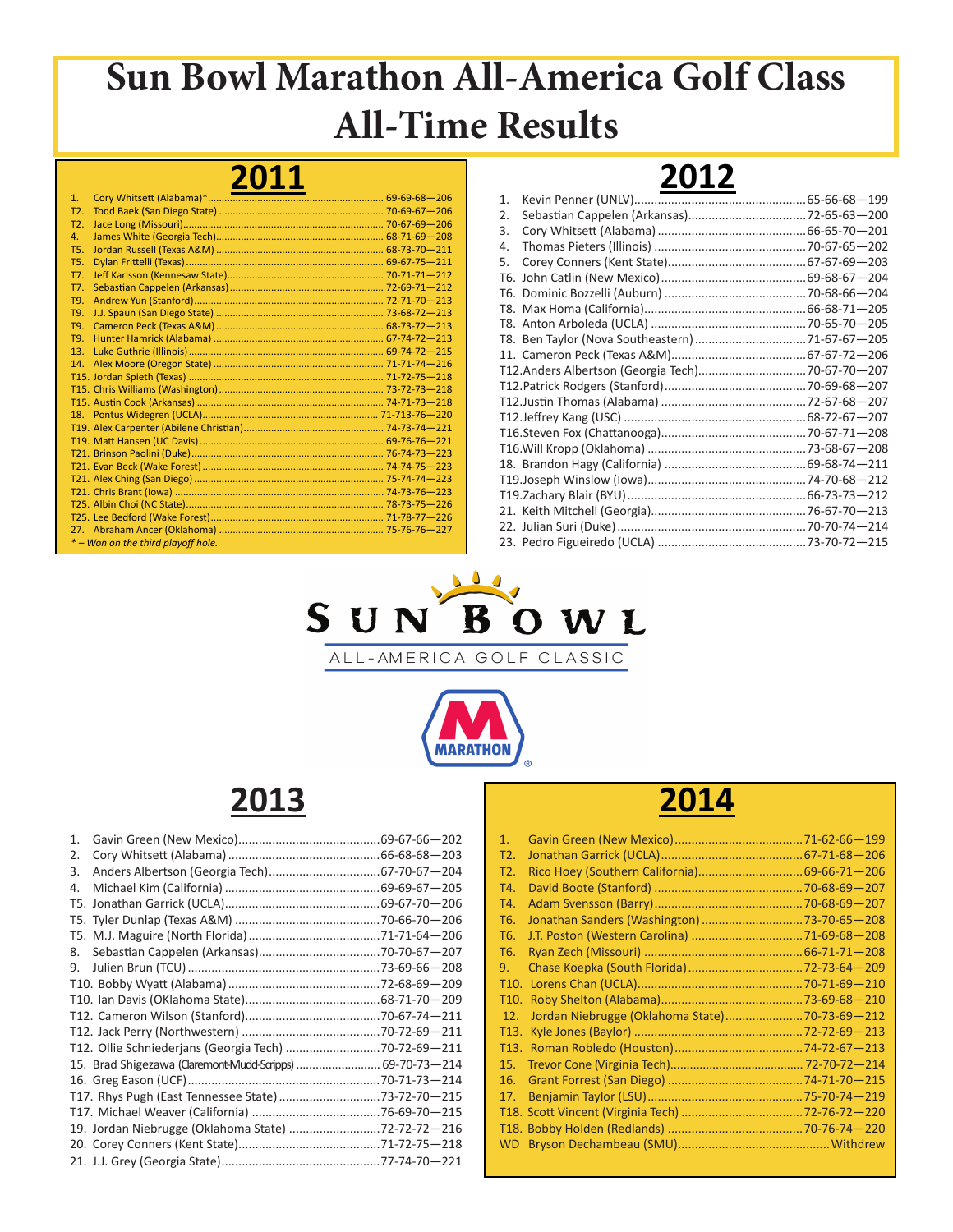# Sun Bowl Marathon All-America Golf Class All-Time Results

## 2011

| Pos. | Player | Scores |
|---|---|---|
| 1. | Cory Whitsett (Alabama)* | 69-69-68—206 |
| T2. | Todd Baek (San Diego State) | 70-69-67—206 |
| T2. | Jace Long (Missouri) | 70-67-69—206 |
| 4. | James White (Georgia Tech) | 68-71-69—208 |
| T5. | Jordan Russell (Texas A&M) | 68-73-70—211 |
| T5. | Dylan Frittelli (Texas) | 69-67-75—211 |
| T7. | Jeff Karlsson (Kennesaw State) | 70-71-71—212 |
| T7. | Sebastian Cappelen (Arkansas) | 72-69-71—212 |
| T9. | Andrew Yun (Stanford) | 72-71-70—213 |
| T9. | J.J. Spaun (San Diego State) | 73-68-72—213 |
| T9. | Cameron Peck (Texas A&M) | 68-73-72—213 |
| T9. | Hunter Hamrick (Alabama) | 67-74-72—213 |
| 13. | Luke Guthrie (Illinois) | 69-74-72—215 |
| 14. | Alex Moore (Oregon State) | 71-71-74—216 |
| T15. | Jordan Spieth (Texas) | 71-72-75—218 |
| T15. | Chris Williams (Washington) | 73-72-73—218 |
| T15. | Austin Cook (Arkansas) | 74-71-73—218 |
| 18. | Pontus Widegren (UCLA) | 71-713-76—220 |
| T19. | Alex Carpenter (Abilene Christian) | 74-73-74—221 |
| T19. | Matt Hansen (UC Davis) | 69-76-76—221 |
| T21. | Brinson Paolini (Duke) | 76-74-73—223 |
| T21. | Evan Beck (Wake Forest) | 74-74-75—223 |
| T21. | Alex Ching (San Diego) | 75-74-74—223 |
| T21. | Chris Brant (Iowa) | 74-73-76—223 |
| T25. | Albin Choi (NC State) | 78-73-75—226 |
| T25. | Lee Bedford (Wake Forest) | 71-78-77—226 |
| 27. | Abraham Ancer (Oklahoma) | 75-76-76—227 |

*\* – Won on the third playoff hole.*

## 2012

| Pos. | Player | Scores |
|---|---|---|
| 1. | Kevin Penner (UNLV) | 65-66-68—199 |
| 2. | Sebastian Cappelen (Arkansas) | 72-65-63—200 |
| 3. | Cory Whitsett (Alabama) | 66-65-70—201 |
| 4. | Thomas Pieters (Illinois) | 70-67-65—202 |
| 5. | Corey Conners (Kent State) | 67-67-69—203 |
| T6. | John Catlin (New Mexico) | 69-68-67—204 |
| T6. | Dominic Bozzelli (Auburn) | 70-68-66—204 |
| T8. | Max Homa (California) | 66-68-71—205 |
| T8. | Anton Arboleda (UCLA) | 70-65-70—205 |
| T8. | Ben Taylor (Nova Southeastern) | 71-67-67—205 |
| 11. | Cameron Peck (Texas A&M) | 67-67-72—206 |
| T12. | Anders Albertson (Georgia Tech) | 70-67-70—207 |
| T12. | Patrick Rodgers (Stanford) | 70-69-68—207 |
| T12. | Justin Thomas (Alabama) | 72-67-68—207 |
| T12. | Jeffrey Kang (USC) | 68-72-67—207 |
| T16. | Steven Fox (Chattanooga) | 70-67-71—208 |
| T16. | Will Kropp (Oklahoma) | 73-68-67—208 |
| 18. | Brandon Hagy (California) | 69-68-74—211 |
| T19. | Joseph Winslow (Iowa) | 74-70-68—212 |
| T19. | Zachary Blair (BYU) | 66-73-73—212 |
| 21. | Keith Mitchell (Georgia) | 76-67-70—213 |
| 22. | Julian Suri (Duke) | 70-70-74—214 |
| 23. | Pedro Figueiredo (UCLA) | 73-70-72—215 |

SUN BOWL ALL-AMERICA GOLF CLASSIC

MARATHON

## 2013

| Pos. | Player | Scores |
|---|---|---|
| 1. | Gavin Green (New Mexico) | 69-67-66—202 |
| 2. | Cory Whitsett (Alabama) | 66-68-69—203 |
| 3. | Anders Albertson (Georgia Tech) | 67-70-67—204 |
| 4. | Michael Kim (California) | 69-69-67—205 |
| T5. | Jonathan Garrick (UCLA) | 69-67-70—206 |
| T5. | Tyler Dunlap (Texas A&M) | 70-66-70—206 |
| T5. | M.J. Maguire (North Florida) | 71-71-64—206 |
| 8. | Sebastian Cappelen (Arkansas) | 70-70-67—207 |
| 9. | Julien Brun (TCU) | 73-69-66—208 |
| T10. | Bobby Wyatt (Alabama) | 72-68-69—209 |
| T10. | Ian Davis (OKlahoma State) | 68-71-70—209 |
| T12. | Cameron Wilson (Stanford) | 70-67-74—211 |
| T12. | Jack Perry (Northwestern) | 70-72-69—211 |
| T12. | Ollie Schniederjans (Georgia Tech) | 70-72-69—211 |
| 15. | Brad Shigezawa (Claremont-Mudd-Scripps) | 69-70-73—214 |
| 16. | Greg Eason (UCF) | 70-71-73—214 |
| T17. | Rhys Pugh (East Tennessee State) | 73-72-70—215 |
| T17. | Michael Weaver (California) | 76-69-70—215 |
| 19. | Jordan Niebrugge (Oklahoma State) | 72-72-72—216 |
| 20. | Corey Conners (Kent State) | 71-72-75—218 |
| 21. | J.J. Grey (Georgia State) | 77-74-70—221 |

## 2014

| Pos. | Player | Scores |
|---|---|---|
| 1. | Gavin Green (New Mexico) | 71-62-66—199 |
| T2. | Jonathan Garrick (UCLA) | 67-71-68—206 |
| T2. | Rico Hoey (Southern California) | 69-66-71—206 |
| T4. | David Boote (Stanford) | 70-68-69—207 |
| T4. | Adam Svensson (Barry) | 70-68-69—207 |
| T6. | Jonathan Sanders (Washington) | 73-70-65—208 |
| T6. | J.T. Poston (Western Carolina) | 71-69-68—208 |
| T6. | Ryan Zech (Missouri) | 66-71-71—208 |
| 9. | Chase Koepka (South Florida) | 72-73-64—209 |
| T10. | Lorens Chan (UCLA) | 70-71-69—210 |
| T10. | Roby Shelton (Alabama) | 73-69-68—210 |
| 12. | Jordan Niebrugge (Oklahoma State) | 70-73-69—212 |
| T13. | Kyle Jones (Baylor) | 72-72-69—213 |
| T13. | Roman Robledo (Houston) | 74-72-67—213 |
| 15. | Trevor Cone (Virginia Tech) | 72-70-72—214 |
| 16. | Grant Forrest (San Diego) | 74-71-70—215 |
| 17. | Benjamin Taylor (LSU) | 75-70-74—219 |
| T18. | Scott Vincent (Virginia Tech) | 72-76-72—220 |
| T18. | Bobby Holden (Redlands) | 70-76-74—220 |
| WD | Bryson Dechambeau (SMU) | Withdrew |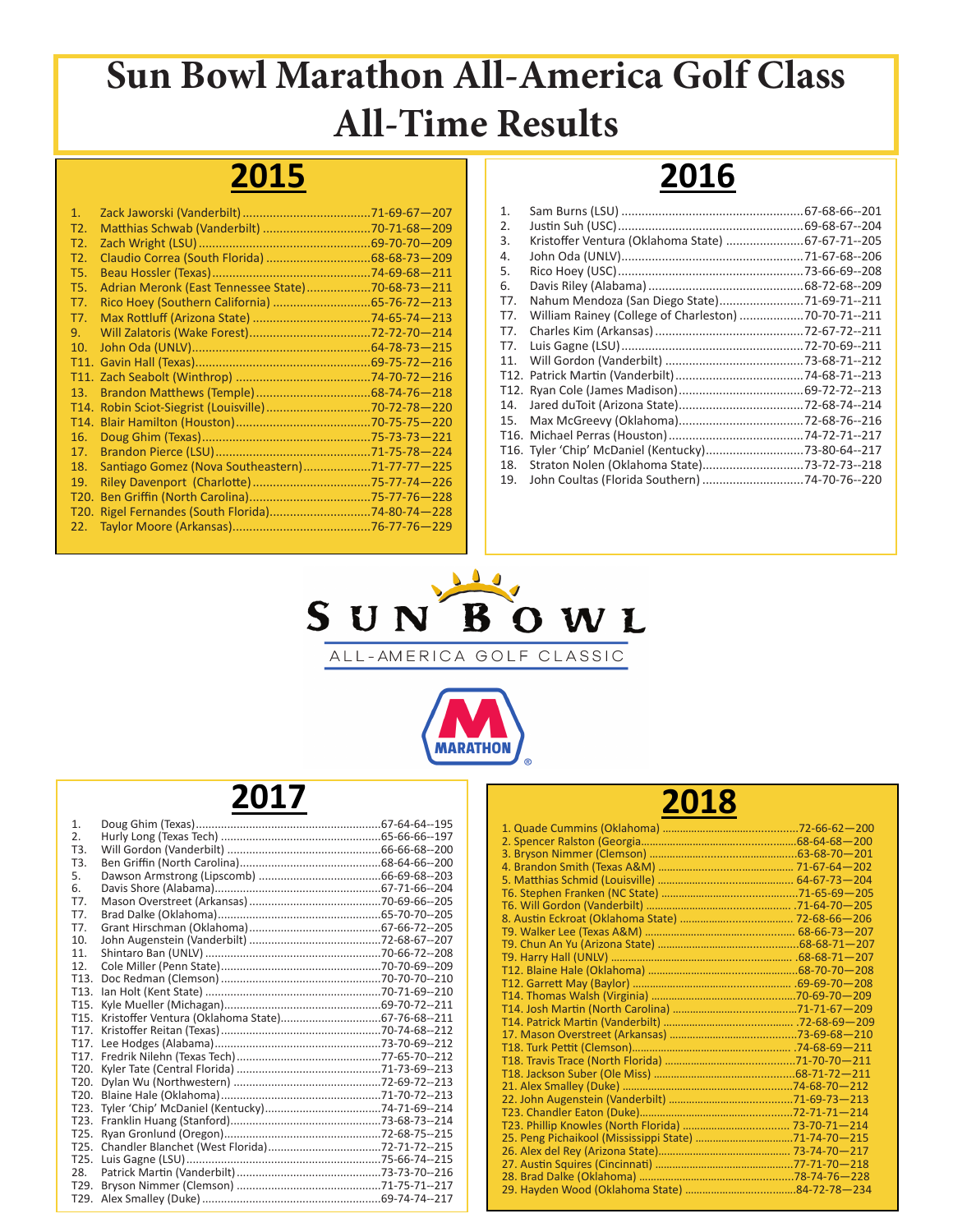# Sun Bowl Marathon All-America Golf Class All-Time Results

## 2015

| | | |
|---|---|---|
| 1. | Zack Jaworski (Vanderbilt) | 71-69-67—207 |
| T2. | Matthias Schwab (Vanderbilt) | 70-71-68—209 |
| T2. | Zach Wright (LSU) | 69-70-70—209 |
| T2. | Claudio Correa (South Florida) | 68-68-73—209 |
| T5. | Beau Hossler (Texas) | 74-69-68—211 |
| T5. | Adrian Meronk (East Tennessee State) | 70-68-73—211 |
| T7. | Rico Hoey (Southern California) | 65-76-72—213 |
| T7. | Max Rottluff (Arizona State) | 74-65-74—213 |
| 9. | Will Zalatoris (Wake Forest) | 72-72-70—214 |
| 10. | John Oda (UNLV) | 64-78-73—215 |
| T11. | Gavin Hall (Texas) | 69-75-72—216 |
| T11. | Zach Seabolt (Winthrop) | 74-70-72—216 |
| 13. | Brandon Matthews (Temple) | 68-74-76—218 |
| T14. | Robin Sciot-Siegrist (Louisville) | 70-72-78—220 |
| T14. | Blair Hamilton (Houston) | 70-75-75—220 |
| 16. | Doug Ghim (Texas) | 75-73-73—221 |
| 17. | Brandon Pierce (LSU) | 71-75-78—224 |
| 18. | Santiago Gomez (Nova Southeastern) | 71-77-77—225 |
| 19. | Riley Davenport (Charlotte) | 75-77-74—226 |
| T20. | Ben Griffin (North Carolina) | 75-77-76—228 |
| T20. | Rigel Fernandes (South Florida) | 74-80-74—228 |
| 22. | Taylor Moore (Arkansas) | 76-77-76—229 |

## 2016

| | | |
|---|---|---|
| 1. | Sam Burns (LSU) | 67-68-66--201 |
| 2. | Justin Suh (USC) | 69-68-67--204 |
| 3. | Kristoffer Ventura (Oklahoma State) | 67-67-71--205 |
| 4. | John Oda (UNLV) | 71-67-68--206 |
| 5. | Rico Hoey (USC) | 73-66-69--208 |
| 6. | Davis Riley (Alabama) | 68-72-68--209 |
| T7. | Nahum Mendoza (San Diego State) | 71-69-71--211 |
| T7. | William Rainey (College of Charleston) | 70-70-71--211 |
| T7. | Charles Kim (Arkansas) | 72-67-72--211 |
| T7. | Luis Gagne (LSU) | 72-70-69--211 |
| 11. | Will Gordon (Vanderbilt) | 73-68-71--212 |
| T12. | Patrick Martin (Vanderbilt) | 74-68-71--213 |
| T12. | Ryan Cole (James Madison) | 69-72-72--213 |
| 14. | Jared duToit (Arizona State) | 72-68-74--214 |
| 15. | Max McGreevy (Oklahoma) | 72-68-76--216 |
| T16. | Michael Perras (Houston) | 74-72-71--217 |
| T16. | Tyler 'Chip' McDaniel (Kentucky) | 73-80-64--217 |
| 18. | Straton Nolen (Oklahoma State) | 73-72-73--218 |
| 19. | John Coultas (Florida Southern) | 74-70-76--220 |

SUN BOWL
ALL-AMERICA GOLF CLASSIC

MARATHON

## 2017

| | | |
|---|---|---|
| 1. | Doug Ghim (Texas) | 67-64-64--195 |
| 2. | Hurly Long (Texas Tech) | 65-66-66--197 |
| T3. | Will Gordon (Vanderbilt) | 66-66-68--200 |
| T3. | Ben Griffin (North Carolina) | 68-64-66--200 |
| 5. | Dawson Armstrong (Lipscomb) | 66-69-68--203 |
| 6. | Davis Shore (Alabama) | 67-71-66--204 |
| T7. | Mason Overstreet (Arkansas) | 70-69-66--205 |
| T7. | Brad Dalke (Oklahoma) | 65-70-70--205 |
| T7. | Grant Hirschman (Oklahoma) | 67-66-72--205 |
| 10. | John Augenstein (Vanderbilt) | 72-68-67--207 |
| 11. | Shintaro Ban (UNLV) | 70-66-72--208 |
| 12. | Cole Miller (Penn State) | 70-70-69--209 |
| T13. | Doc Redman (Clemson) | 70-70-70--210 |
| T13. | Ian Holt (Kent State) | 70-71-69--210 |
| T15. | Kyle Mueller (Michagan) | 69-70-72--211 |
| T15. | Kristoffer Ventura (Oklahoma State) | 67-76-68--211 |
| T17. | Kristoffer Reitan (Texas) | 70-74-68--212 |
| T17. | Lee Hodges (Alabama) | 73-70-69--212 |
| T17. | Fredrik Nilehn (Texas Tech) | 77-65-70--212 |
| T20. | Kyler Tate (Central Florida) | 71-73-69--213 |
| T20. | Dylan Wu (Northwestern) | 72-69-72--213 |
| T20. | Blaine Hale (Oklahoma) | 71-70-72--213 |
| T23. | Tyler 'Chip' McDaniel (Kentucky) | 74-71-69--214 |
| T23. | Franklin Huang (Stanford) | 73-68-73--214 |
| T25. | Ryan Gronlund (Oregon) | 72-68-75--215 |
| T25. | Chandler Blanchet (West Florida) | 72-71-72--215 |
| T25. | Luis Gagne (LSU) | 75-66-74--215 |
| 28. | Patrick Martin (Vanderbilt) | 73-73-70--216 |
| T29. | Bryson Nimmer (Clemson) | 71-75-71--217 |
| T29. | Alex Smalley (Duke) | 69-74-74--217 |

## 2018

| | | |
|---|---|---|
| 1. | Quade Cummins (Oklahoma) | 72-66-62—200 |
| 2. | Spencer Ralston (Georgia | 68-64-68—200 |
| 3. | Bryson Nimmer (Clemson) | 63-68-70—201 |
| 4. | Brandon Smith (Texas A&M) | 71-67-64—202 |
| 5. | Matthias Schmid (Louisville) | 64-67-73—204 |
| T6. | Stephen Franken (NC State) | 71-65-69—205 |
| T6. | Will Gordon (Vanderbilt) | 71-64-70—205 |
| 8. | Austin Eckroat (Oklahoma State) | 72-68-66—206 |
| T9. | Walker Lee (Texas A&M) | 68-66-73—207 |
| T9. | Chun An Yu (Arizona State) | 68-68-71—207 |
| T9. | Harry Hall (UNLV) | 68-68-71—207 |
| T12. | Blaine Hale (Oklahoma) | 68-70-70—208 |
| T12. | Garrett May (Baylor) | 69-69-70—208 |
| T14. | Thomas Walsh (Virginia) | 70-69-70—209 |
| T14. | Josh Martin (North Carolina) | 71-71-67—209 |
| T14. | Patrick Martin (Vanderbilt) | 72-68-69—209 |
| 17. | Mason Overstreet (Arkansas) | 73-69-68—210 |
| T18. | Turk Pettit (Clemson) | 74-68-69—211 |
| T18. | Travis Trace (North Florida) | 71-70-70—211 |
| T18. | Jackson Suber (Ole Miss) | 68-71-72—211 |
| 21. | Alex Smalley (Duke) | 74-68-70—212 |
| 22. | John Augenstein (Vanderbilt) | 71-69-73—213 |
| T23. | Chandler Eaton (Duke) | 72-71-71—214 |
| T23. | Phillip Knowles (North Florida) | 73-70-71—214 |
| 25. | Peng Pichaikool (Mississippi State) | 71-74-70—215 |
| 26. | Alex del Rey (Arizona State) | 73-74-70—217 |
| 27. | Austin Squires (Cincinnati) | 77-71-70—218 |
| 28. | Brad Dalke (Oklahoma) | 78-74-76—228 |
| 29. | Hayden Wood (Oklahoma State) | 84-72-78—234 |